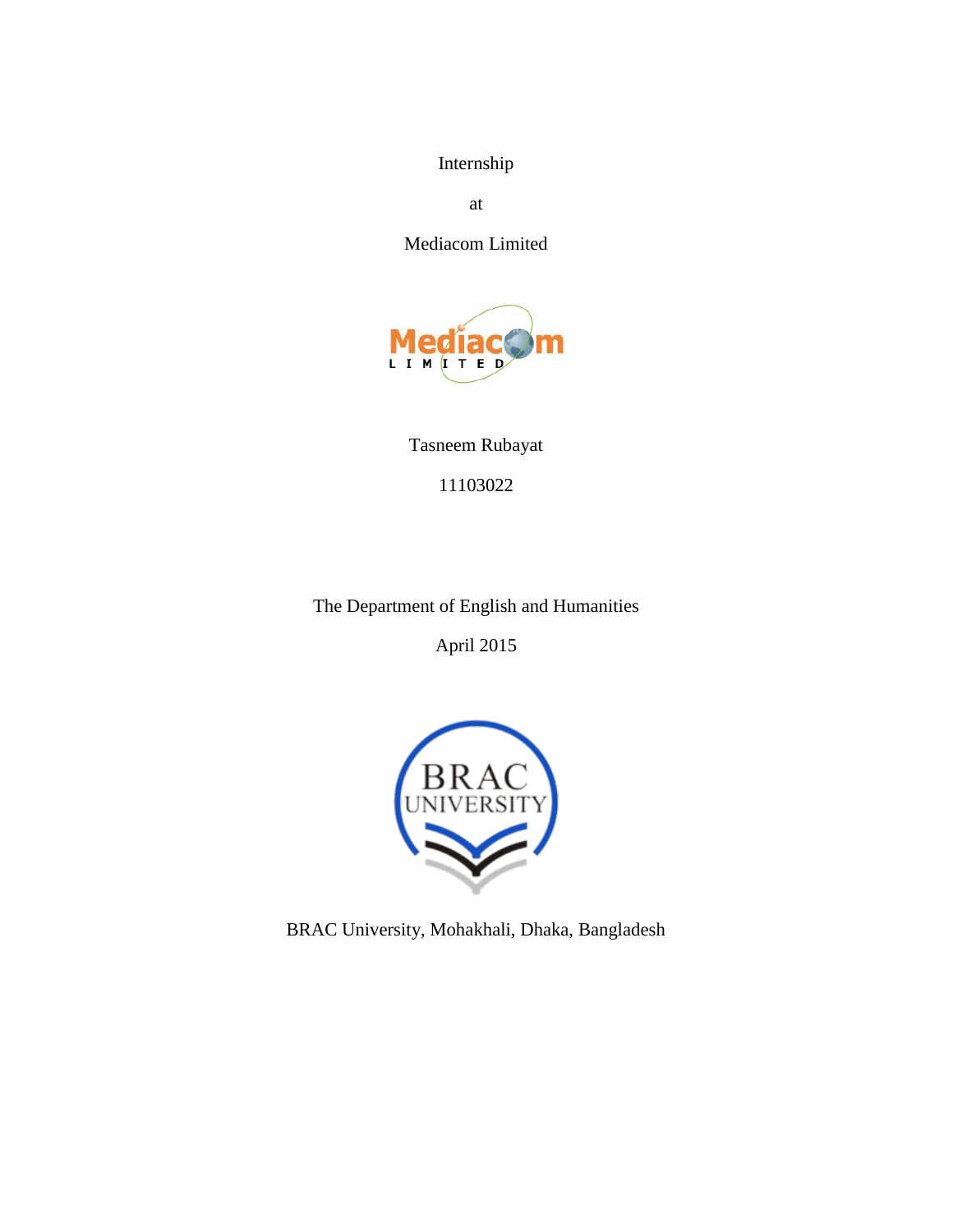Internship

at

Mediacom Limited

Tasneem Rubayat

11103022

The Department of English and Humanities

April 2015

BRAC University, Mohakhali, Dhaka, Bangladesh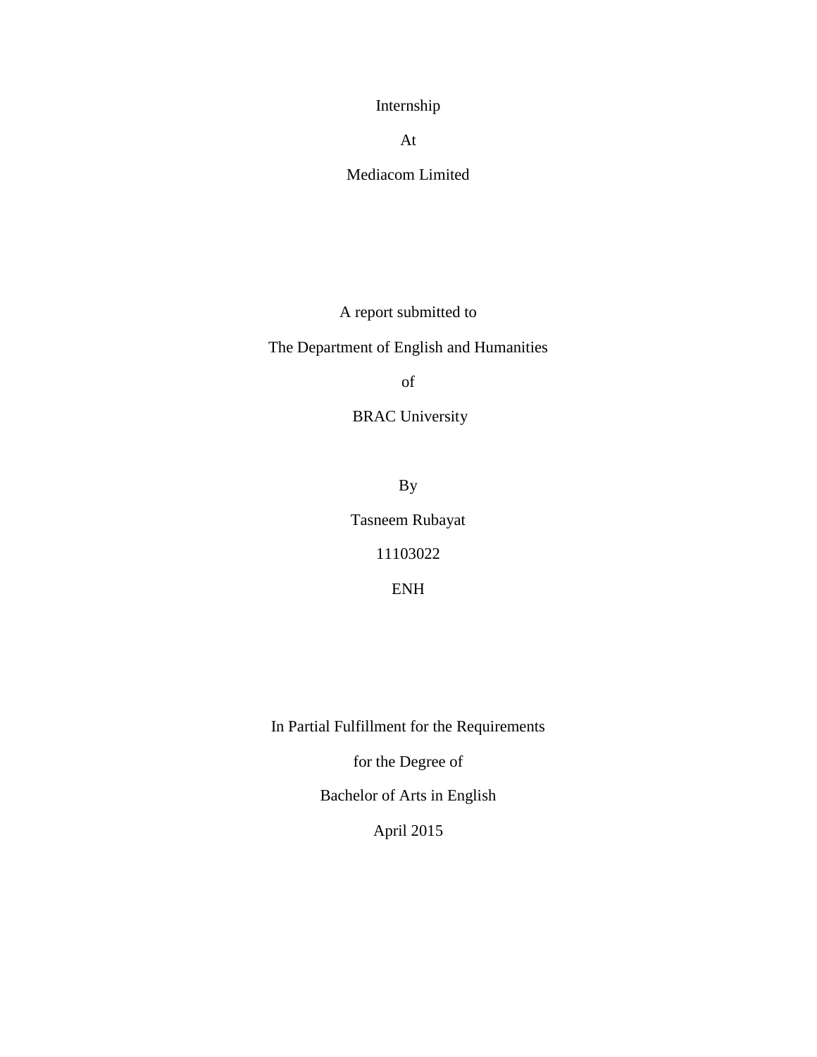Internship

At

Mediacom Limited

A report submitted to

The Department of English and Humanities

of

BRAC University

By

Tasneem Rubayat

11103022

ENH

In Partial Fulfillment for the Requirements

for the Degree of

Bachelor of Arts in English

April 2015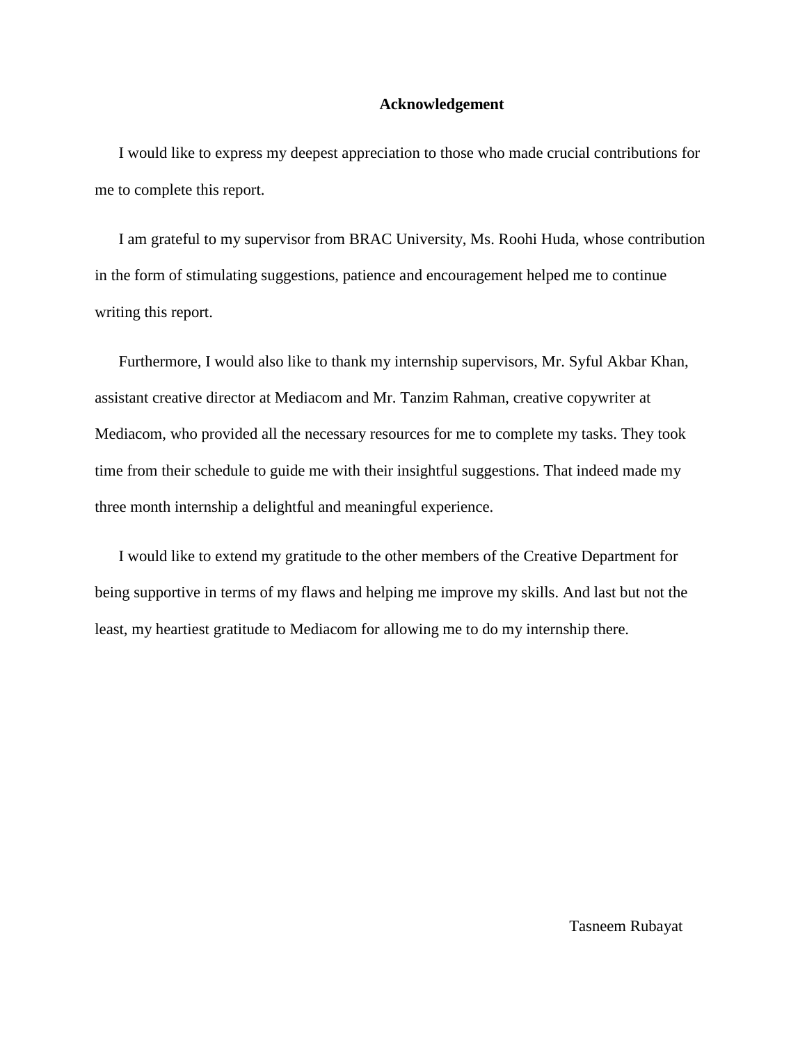# Acknowledgement

I would like to express my deepest appreciation to those who made crucial contributions for me to complete this report.

I am grateful to my supervisor from BRAC University, Ms. Roohi Huda, whose contribution in the form of stimulating suggestions, patience and encouragement helped me to continue writing this report.

Furthermore, I would also like to thank my internship supervisors, Mr. Syful Akbar Khan, assistant creative director at Mediacom and Mr. Tanzim Rahman, creative copywriter at Mediacom, who provided all the necessary resources for me to complete my tasks. They took time from their schedule to guide me with their insightful suggestions. That indeed made my three month internship a delightful and meaningful experience.

I would like to extend my gratitude to the other members of the Creative Department for being supportive in terms of my flaws and helping me improve my skills. And last but not the least, my heartiest gratitude to Mediacom for allowing me to do my internship there.

Tasneem Rubayat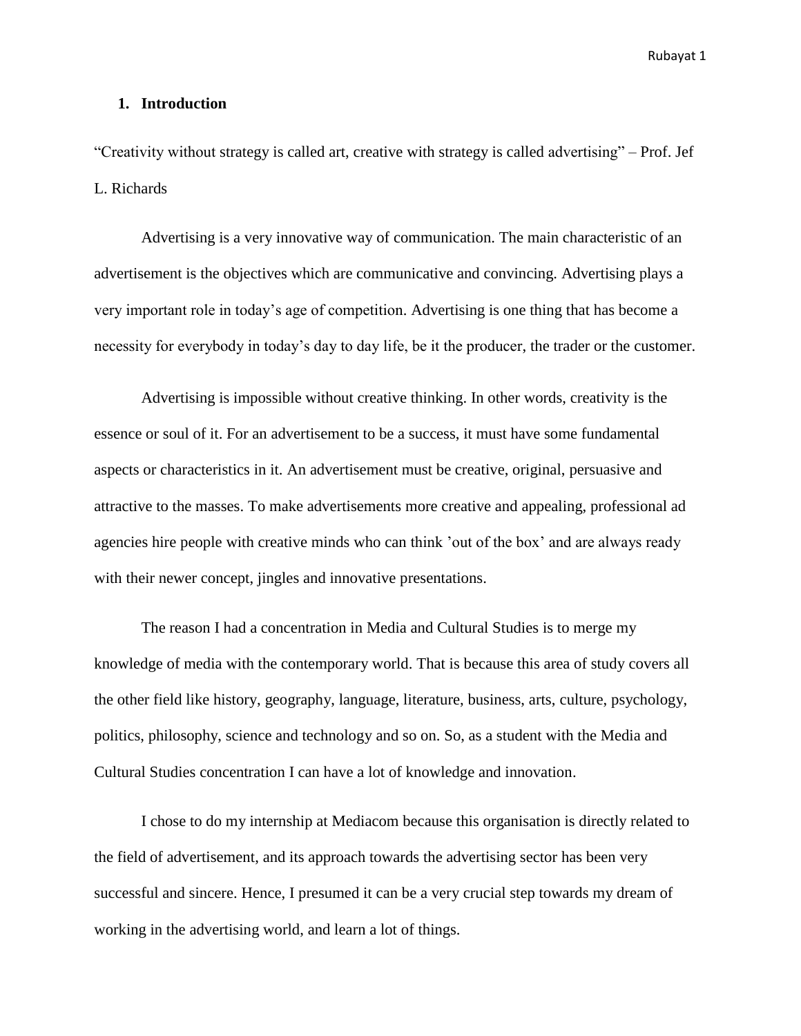## 1. Introduction

"Creativity without strategy is called art, creative with strategy is called advertising" – Prof. Jef L. Richards

Advertising is a very innovative way of communication. The main characteristic of an advertisement is the objectives which are communicative and convincing. Advertising plays a very important role in today's age of competition. Advertising is one thing that has become a necessity for everybody in today's day to day life, be it the producer, the trader or the customer.

Advertising is impossible without creative thinking. In other words, creativity is the essence or soul of it. For an advertisement to be a success, it must have some fundamental aspects or characteristics in it. An advertisement must be creative, original, persuasive and attractive to the masses. To make advertisements more creative and appealing, professional ad agencies hire people with creative minds who can think 'out of the box' and are always ready with their newer concept, jingles and innovative presentations.

The reason I had a concentration in Media and Cultural Studies is to merge my knowledge of media with the contemporary world. That is because this area of study covers all the other field like history, geography, language, literature, business, arts, culture, psychology, politics, philosophy, science and technology and so on. So, as a student with the Media and Cultural Studies concentration I can have a lot of knowledge and innovation.

I chose to do my internship at Mediacom because this organisation is directly related to the field of advertisement, and its approach towards the advertising sector has been very successful and sincere. Hence, I presumed it can be a very crucial step towards my dream of working in the advertising world, and learn a lot of things.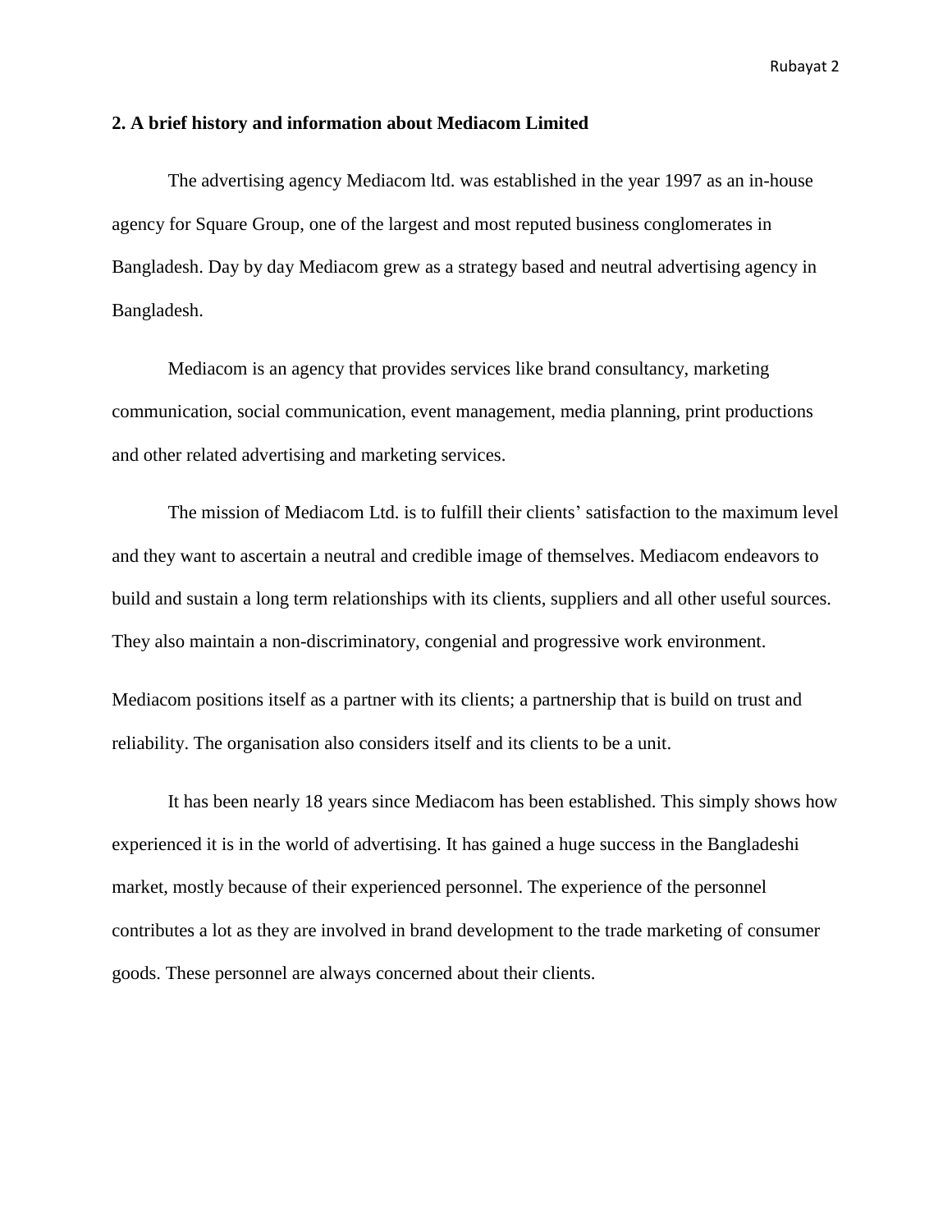## 2. A brief history and information about Mediacom Limited

The advertising agency Mediacom ltd. was established in the year 1997 as an in-house agency for Square Group, one of the largest and most reputed business conglomerates in Bangladesh. Day by day Mediacom grew as a strategy based and neutral advertising agency in Bangladesh.

Mediacom is an agency that provides services like brand consultancy, marketing communication, social communication, event management, media planning, print productions and other related advertising and marketing services.

The mission of Mediacom Ltd. is to fulfill their clients' satisfaction to the maximum level and they want to ascertain a neutral and credible image of themselves. Mediacom endeavors to build and sustain a long term relationships with its clients, suppliers and all other useful sources. They also maintain a non-discriminatory, congenial and progressive work environment.

Mediacom positions itself as a partner with its clients; a partnership that is build on trust and reliability. The organisation also considers itself and its clients to be a unit.

It has been nearly 18 years since Mediacom has been established. This simply shows how experienced it is in the world of advertising. It has gained a huge success in the Bangladeshi market, mostly because of their experienced personnel. The experience of the personnel contributes a lot as they are involved in brand development to the trade marketing of consumer goods. These personnel are always concerned about their clients.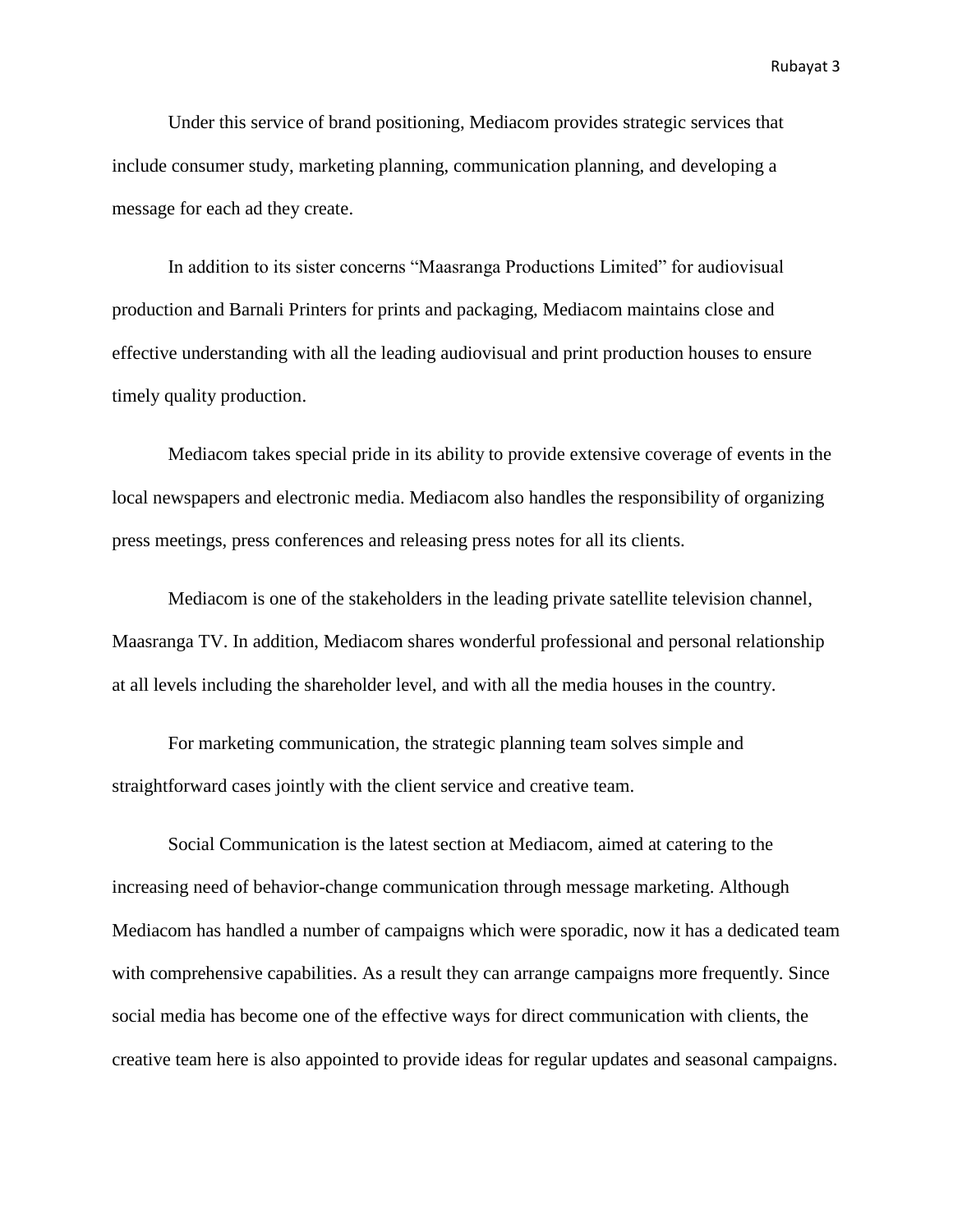Under this service of brand positioning, Mediacom provides strategic services that include consumer study, marketing planning, communication planning, and developing a message for each ad they create.

In addition to its sister concerns “Maasranga Productions Limited” for audiovisual production and Barnali Printers for prints and packaging, Mediacom maintains close and effective understanding with all the leading audiovisual and print production houses to ensure timely quality production.

Mediacom takes special pride in its ability to provide extensive coverage of events in the local newspapers and electronic media. Mediacom also handles the responsibility of organizing press meetings, press conferences and releasing press notes for all its clients.

Mediacom is one of the stakeholders in the leading private satellite television channel, Maasranga TV. In addition, Mediacom shares wonderful professional and personal relationship at all levels including the shareholder level, and with all the media houses in the country.

For marketing communication, the strategic planning team solves simple and straightforward cases jointly with the client service and creative team.

Social Communication is the latest section at Mediacom, aimed at catering to the increasing need of behavior-change communication through message marketing. Although Mediacom has handled a number of campaigns which were sporadic, now it has a dedicated team with comprehensive capabilities. As a result they can arrange campaigns more frequently. Since social media has become one of the effective ways for direct communication with clients, the creative team here is also appointed to provide ideas for regular updates and seasonal campaigns.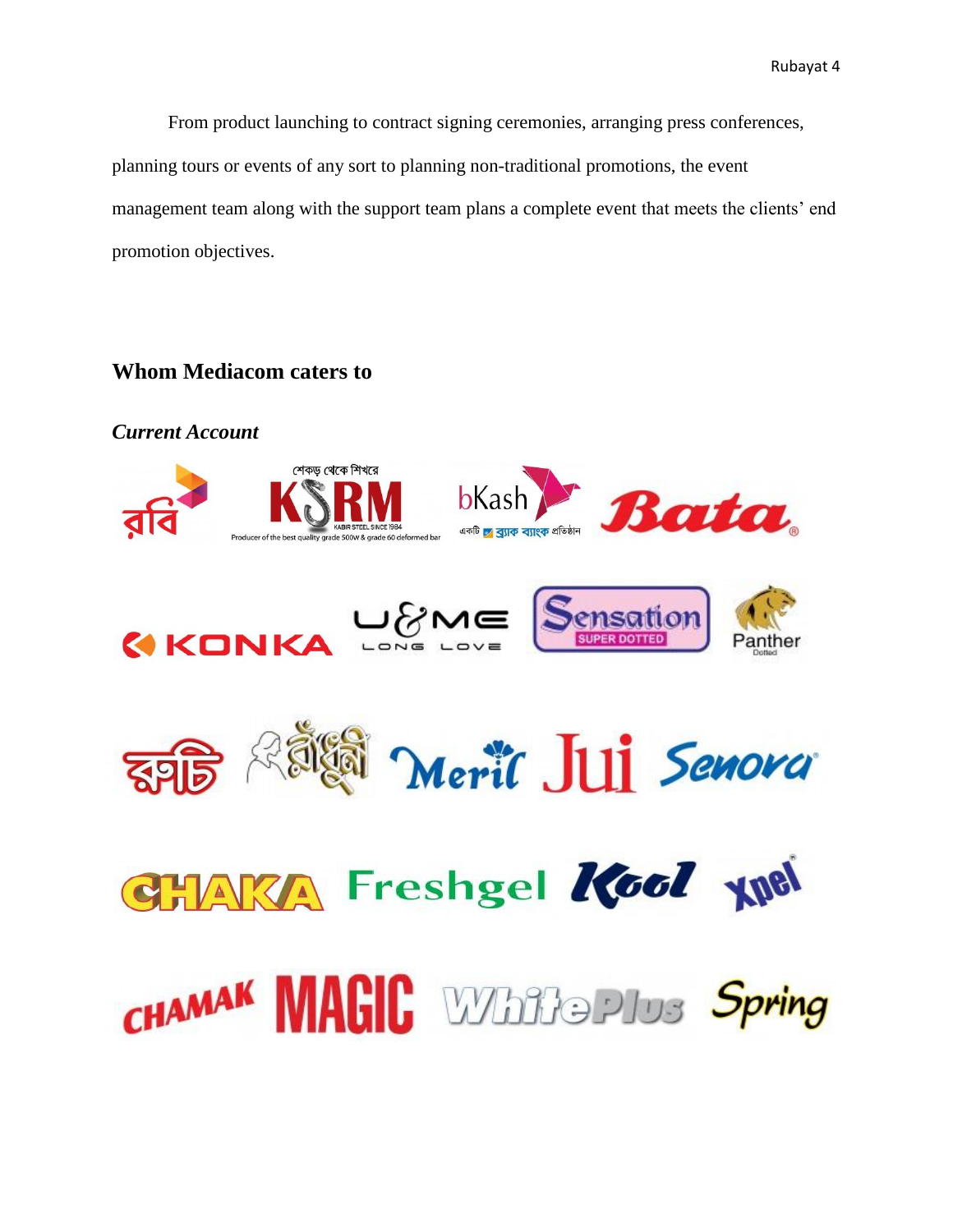From product launching to contract signing ceremonies, arranging press conferences, planning tours or events of any sort to planning non-traditional promotions, the event management team along with the support team plans a complete event that meets the clients' end promotion objectives.

## Whom Mediacom caters to

### *Current Account*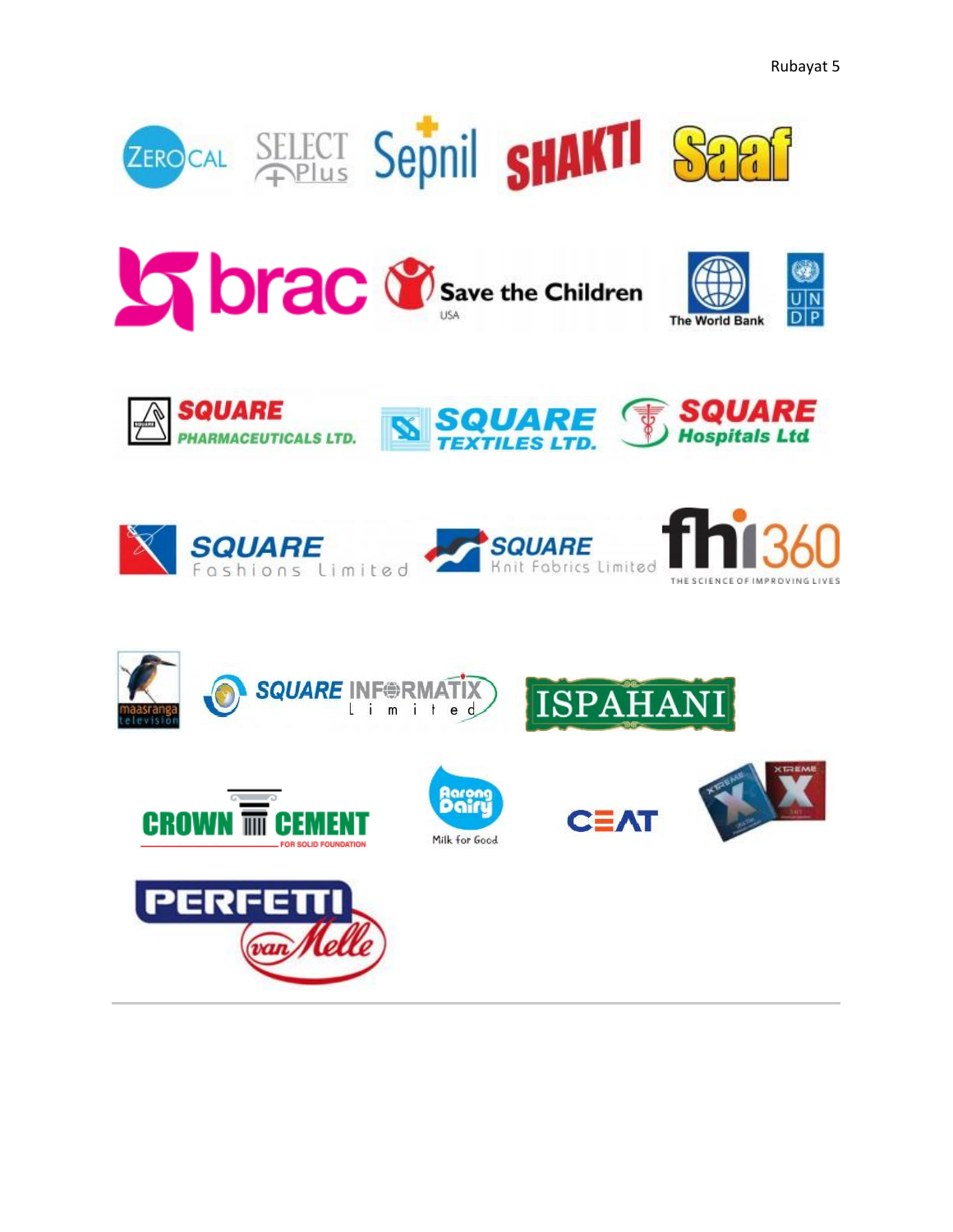ZEROCAL SELECT Plus Sepnil SHAKTI Saaf

brac Save the Children USA The World Bank UNDP

SQUARE PHARMACEUTICALS LTD. SQUARE TEXTILES LTD. SQUARE Hospitals Ltd

SQUARE Fashions Limited SQUARE Knit Fabrics Limited fhi360 THE SCIENCE OF IMPROVING LIVES

maasranga television SQUARE INFORMATIX Limited ISPAHANI

CROWN CEMENT FOR SOLID FOUNDATION Aarong Dairy Milk for Good CEAT XTREME

PERFETTI van Melle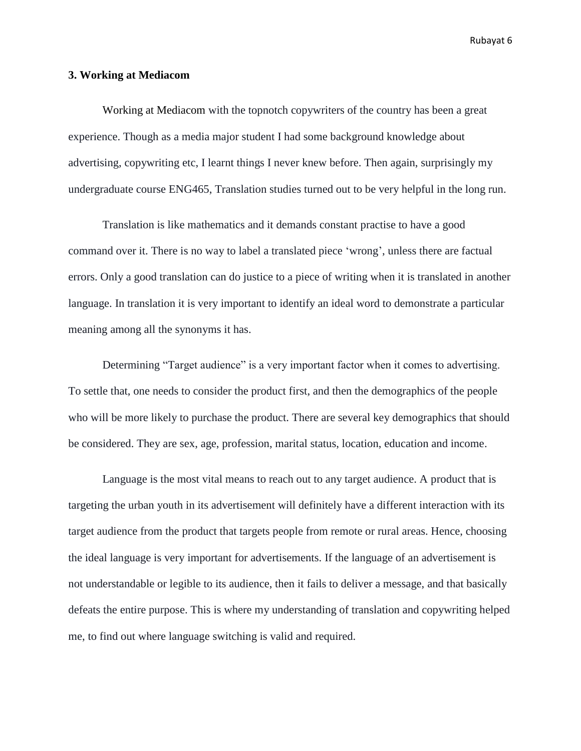### 3. Working at Mediacom

Working at Mediacom with the topnotch copywriters of the country has been a great experience. Though as a media major student I had some background knowledge about advertising, copywriting etc, I learnt things I never knew before. Then again, surprisingly my undergraduate course ENG465, Translation studies turned out to be very helpful in the long run.

Translation is like mathematics and it demands constant practise to have a good command over it. There is no way to label a translated piece 'wrong', unless there are factual errors. Only a good translation can do justice to a piece of writing when it is translated in another language. In translation it is very important to identify an ideal word to demonstrate a particular meaning among all the synonyms it has.

Determining "Target audience" is a very important factor when it comes to advertising. To settle that, one needs to consider the product first, and then the demographics of the people who will be more likely to purchase the product. There are several key demographics that should be considered. They are sex, age, profession, marital status, location, education and income.

Language is the most vital means to reach out to any target audience. A product that is targeting the urban youth in its advertisement will definitely have a different interaction with its target audience from the product that targets people from remote or rural areas. Hence, choosing the ideal language is very important for advertisements. If the language of an advertisement is not understandable or legible to its audience, then it fails to deliver a message, and that basically defeats the entire purpose. This is where my understanding of translation and copywriting helped me, to find out where language switching is valid and required.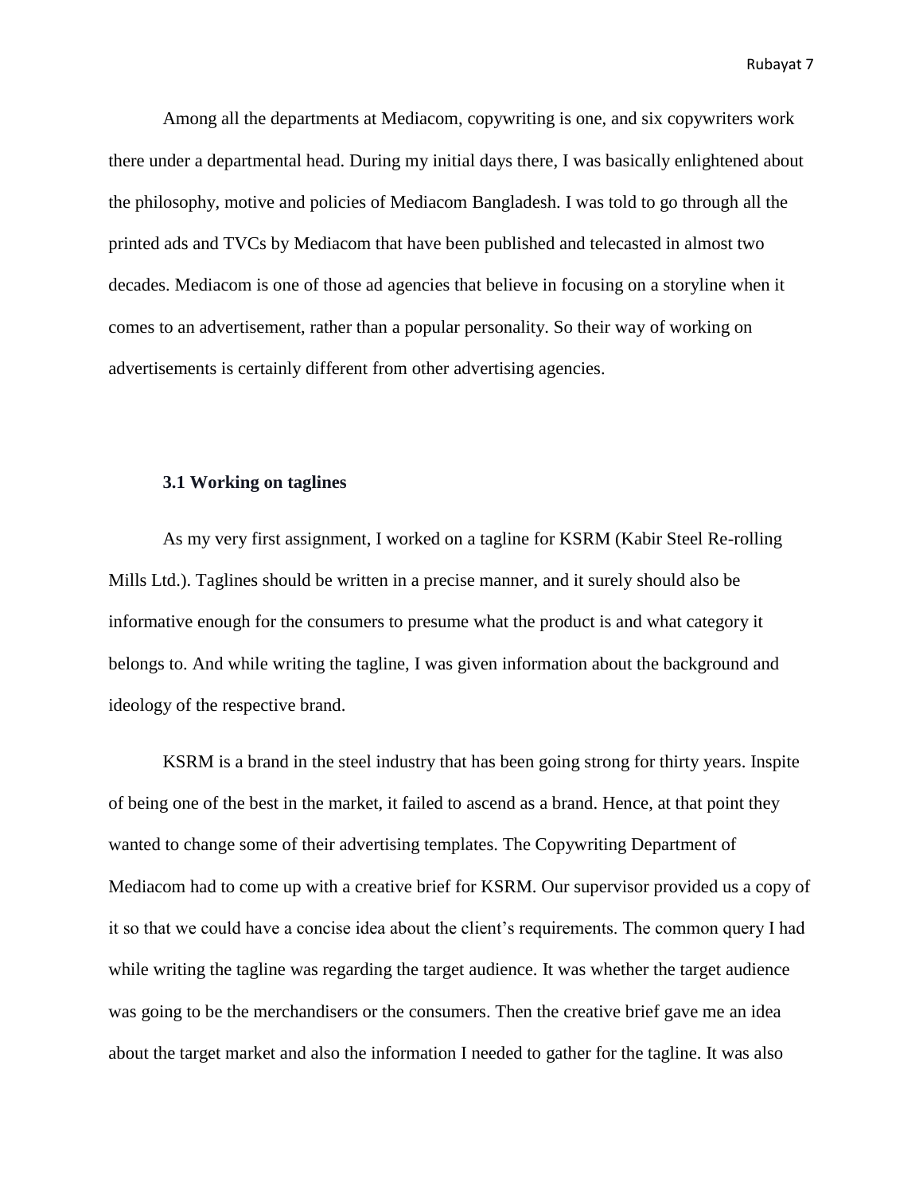Among all the departments at Mediacom, copywriting is one, and six copywriters work there under a departmental head. During my initial days there, I was basically enlightened about the philosophy, motive and policies of Mediacom Bangladesh. I was told to go through all the printed ads and TVCs by Mediacom that have been published and telecasted in almost two decades. Mediacom is one of those ad agencies that believe in focusing on a storyline when it comes to an advertisement, rather than a popular personality. So their way of working on advertisements is certainly different from other advertising agencies.

### 3.1 Working on taglines

As my very first assignment, I worked on a tagline for KSRM (Kabir Steel Re-rolling Mills Ltd.). Taglines should be written in a precise manner, and it surely should also be informative enough for the consumers to presume what the product is and what category it belongs to. And while writing the tagline, I was given information about the background and ideology of the respective brand.

KSRM is a brand in the steel industry that has been going strong for thirty years. Inspite of being one of the best in the market, it failed to ascend as a brand. Hence, at that point they wanted to change some of their advertising templates. The Copywriting Department of Mediacom had to come up with a creative brief for KSRM. Our supervisor provided us a copy of it so that we could have a concise idea about the client's requirements. The common query I had while writing the tagline was regarding the target audience. It was whether the target audience was going to be the merchandisers or the consumers. Then the creative brief gave me an idea about the target market and also the information I needed to gather for the tagline. It was also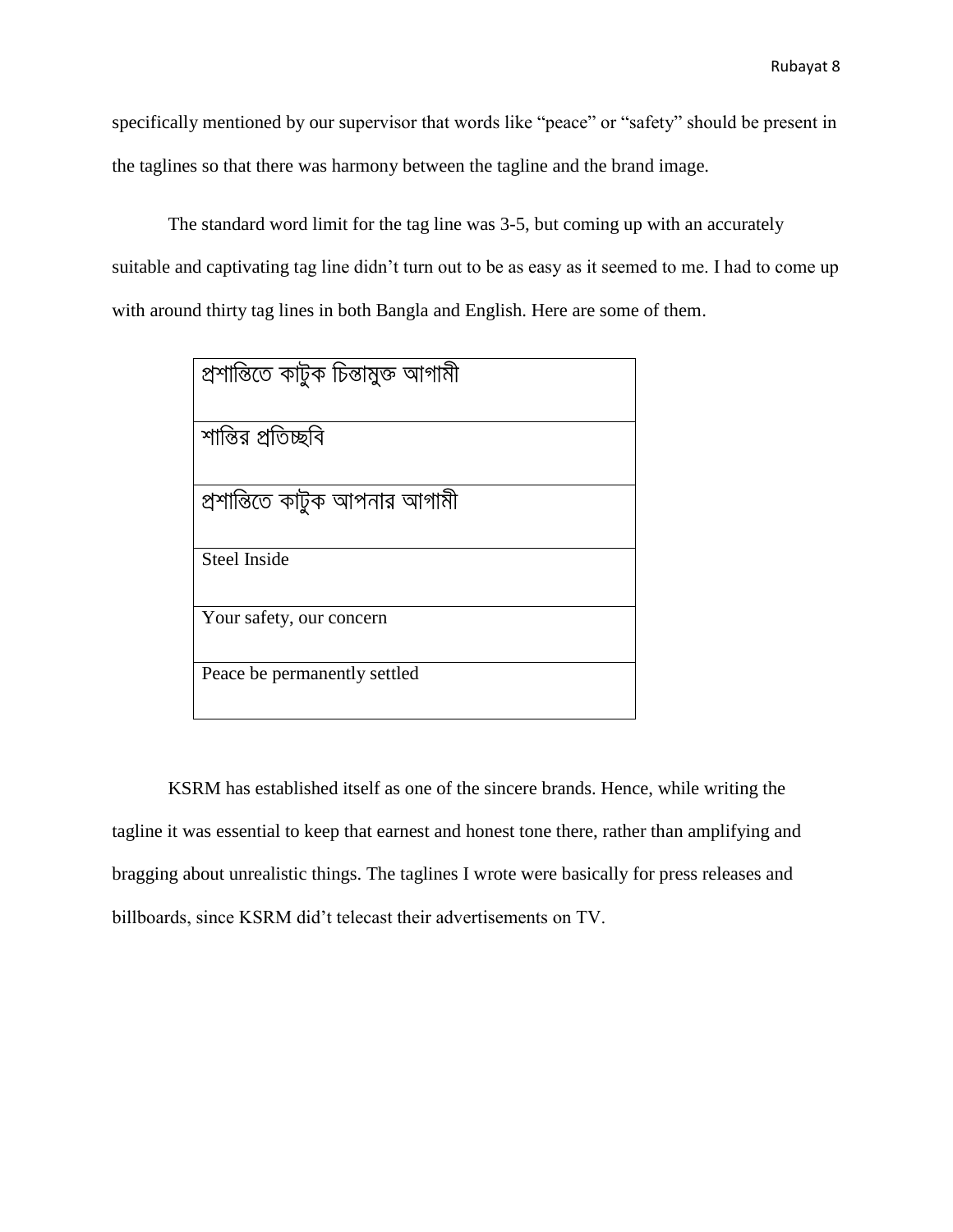specifically mentioned by our supervisor that words like “peace” or “safety” should be present in the taglines so that there was harmony between the tagline and the brand image.

The standard word limit for the tag line was 3-5, but coming up with an accurately suitable and captivating tag line didn’t turn out to be as easy as it seemed to me. I had to come up with around thirty tag lines in both Bangla and English. Here are some of them.

| প্রশান্তিতে কাটুক চিন্তামুক্ত আগামী |
|---|
| শান্তির প্রতিচ্ছবি |
| প্রশান্তিতে কাটুক আপনার আগামী |
| Steel Inside |
| Your safety, our concern |
| Peace be permanently settled |

KSRM has established itself as one of the sincere brands. Hence, while writing the tagline it was essential to keep that earnest and honest tone there, rather than amplifying and bragging about unrealistic things. The taglines I wrote were basically for press releases and billboards, since KSRM did’t telecast their advertisements on TV.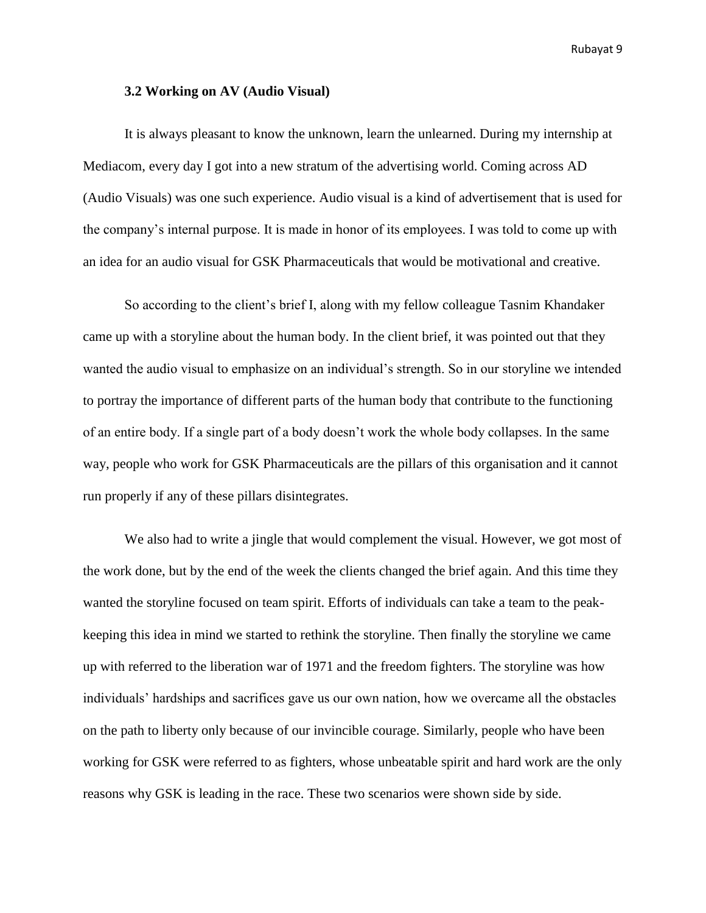### 3.2 Working on AV (Audio Visual)

It is always pleasant to know the unknown, learn the unlearned. During my internship at Mediacom, every day I got into a new stratum of the advertising world. Coming across AD (Audio Visuals) was one such experience. Audio visual is a kind of advertisement that is used for the company's internal purpose. It is made in honor of its employees. I was told to come up with an idea for an audio visual for GSK Pharmaceuticals that would be motivational and creative.

So according to the client's brief I, along with my fellow colleague Tasnim Khandaker came up with a storyline about the human body. In the client brief, it was pointed out that they wanted the audio visual to emphasize on an individual's strength. So in our storyline we intended to portray the importance of different parts of the human body that contribute to the functioning of an entire body. If a single part of a body doesn't work the whole body collapses. In the same way, people who work for GSK Pharmaceuticals are the pillars of this organisation and it cannot run properly if any of these pillars disintegrates.

We also had to write a jingle that would complement the visual. However, we got most of the work done, but by the end of the week the clients changed the brief again. And this time they wanted the storyline focused on team spirit. Efforts of individuals can take a team to the peak- keeping this idea in mind we started to rethink the storyline. Then finally the storyline we came up with referred to the liberation war of 1971 and the freedom fighters. The storyline was how individuals' hardships and sacrifices gave us our own nation, how we overcame all the obstacles on the path to liberty only because of our invincible courage. Similarly, people who have been working for GSK were referred to as fighters, whose unbeatable spirit and hard work are the only reasons why GSK is leading in the race. These two scenarios were shown side by side.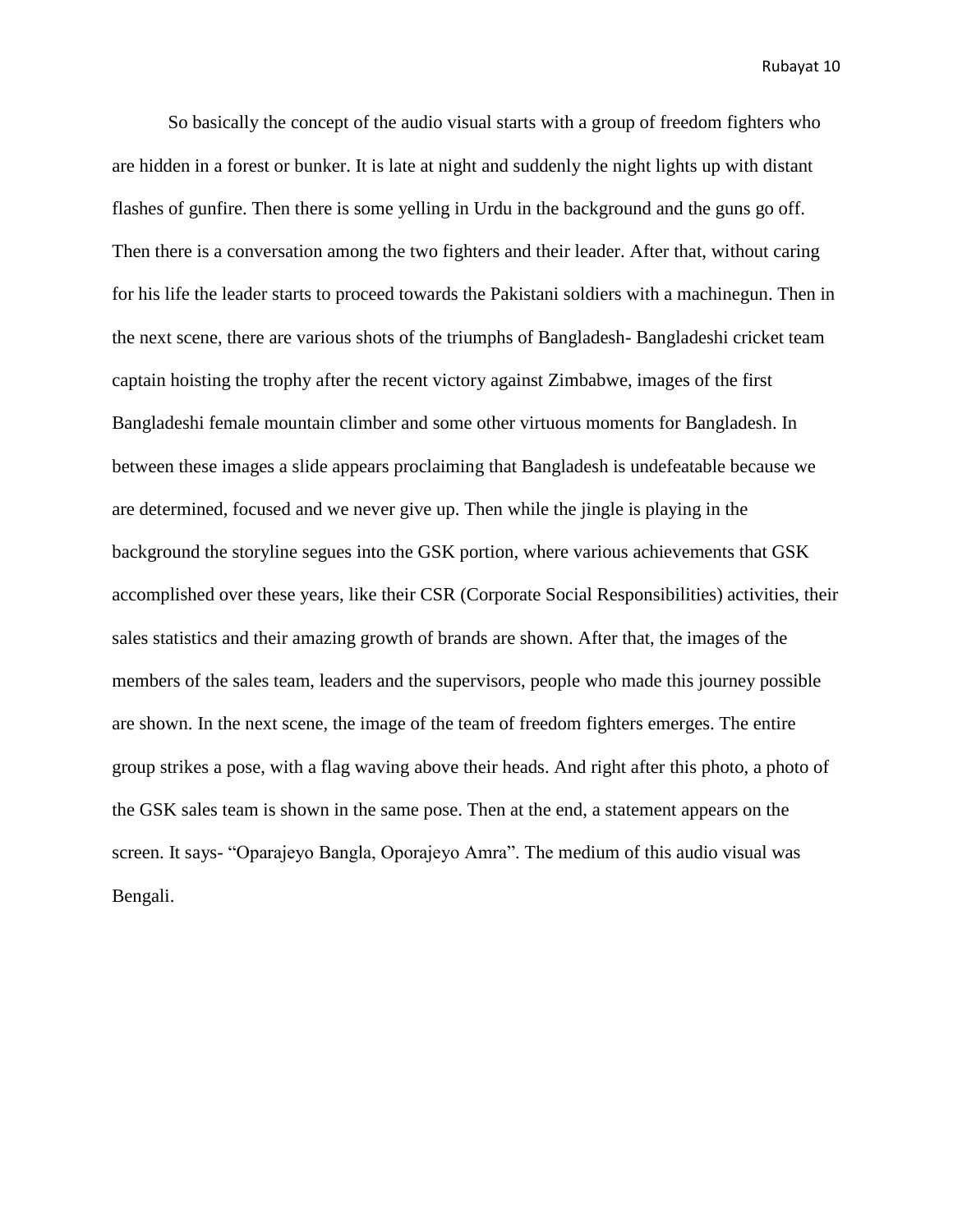So basically the concept of the audio visual starts with a group of freedom fighters who are hidden in a forest or bunker. It is late at night and suddenly the night lights up with distant flashes of gunfire. Then there is some yelling in Urdu in the background and the guns go off. Then there is a conversation among the two fighters and their leader. After that, without caring for his life the leader starts to proceed towards the Pakistani soldiers with a machinegun. Then in the next scene, there are various shots of the triumphs of Bangladesh- Bangladeshi cricket team captain hoisting the trophy after the recent victory against Zimbabwe, images of the first Bangladeshi female mountain climber and some other virtuous moments for Bangladesh. In between these images a slide appears proclaiming that Bangladesh is undefeatable because we are determined, focused and we never give up. Then while the jingle is playing in the background the storyline segues into the GSK portion, where various achievements that GSK accomplished over these years, like their CSR (Corporate Social Responsibilities) activities, their sales statistics and their amazing growth of brands are shown. After that, the images of the members of the sales team, leaders and the supervisors, people who made this journey possible are shown. In the next scene, the image of the team of freedom fighters emerges. The entire group strikes a pose, with a flag waving above their heads. And right after this photo, a photo of the GSK sales team is shown in the same pose. Then at the end, a statement appears on the screen. It says- "Oparajeyo Bangla, Oporajeyo Amra". The medium of this audio visual was Bengali.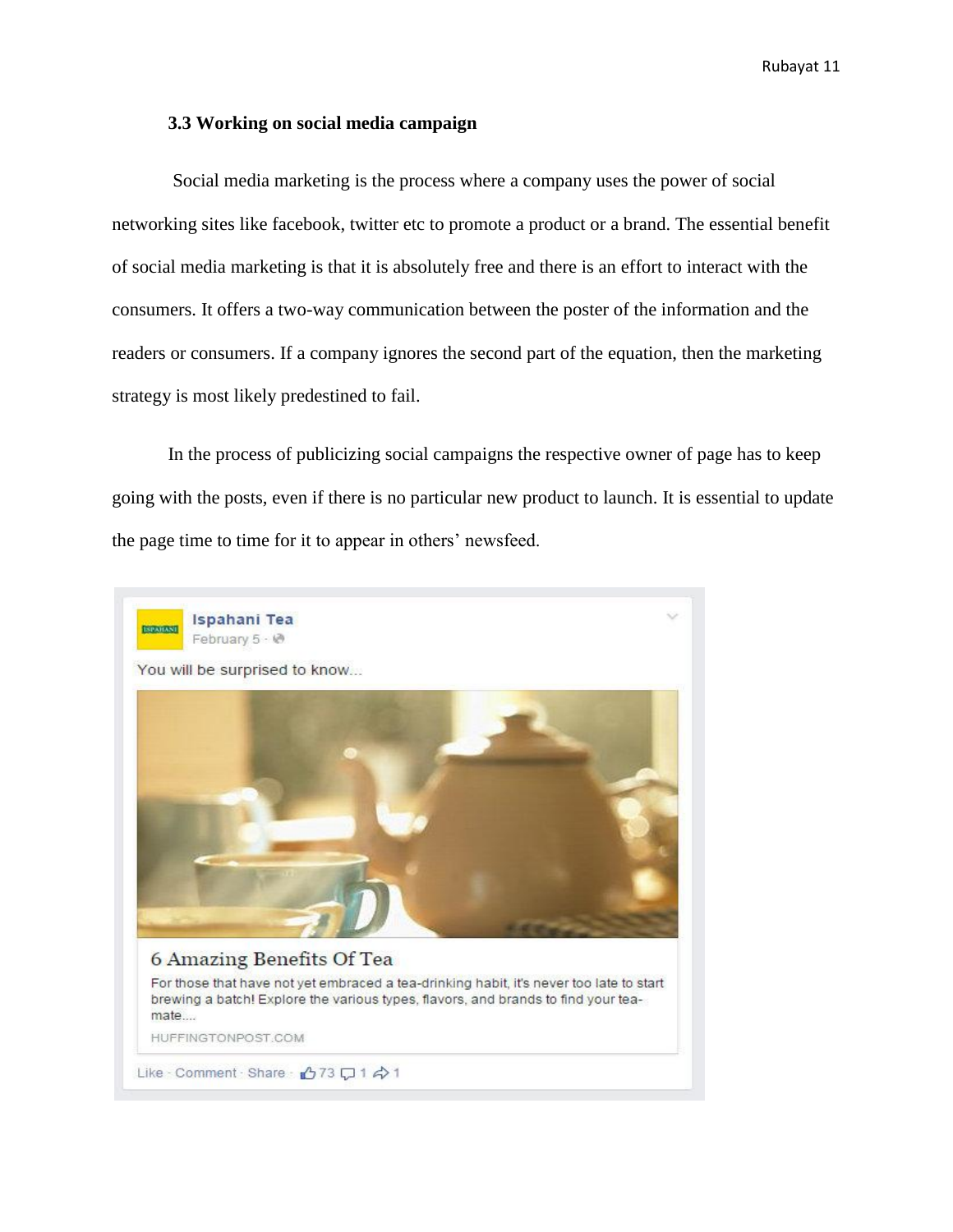### 3.3 Working on social media campaign

Social media marketing is the process where a company uses the power of social networking sites like facebook, twitter etc to promote a product or a brand. The essential benefit of social media marketing is that it is absolutely free and there is an effort to interact with the consumers. It offers a two-way communication between the poster of the information and the readers or consumers. If a company ignores the second part of the equation, then the marketing strategy is most likely predestined to fail.

In the process of publicizing social campaigns the respective owner of page has to keep going with the posts, even if there is no particular new product to launch. It is essential to update the page time to time for it to appear in others' newsfeed.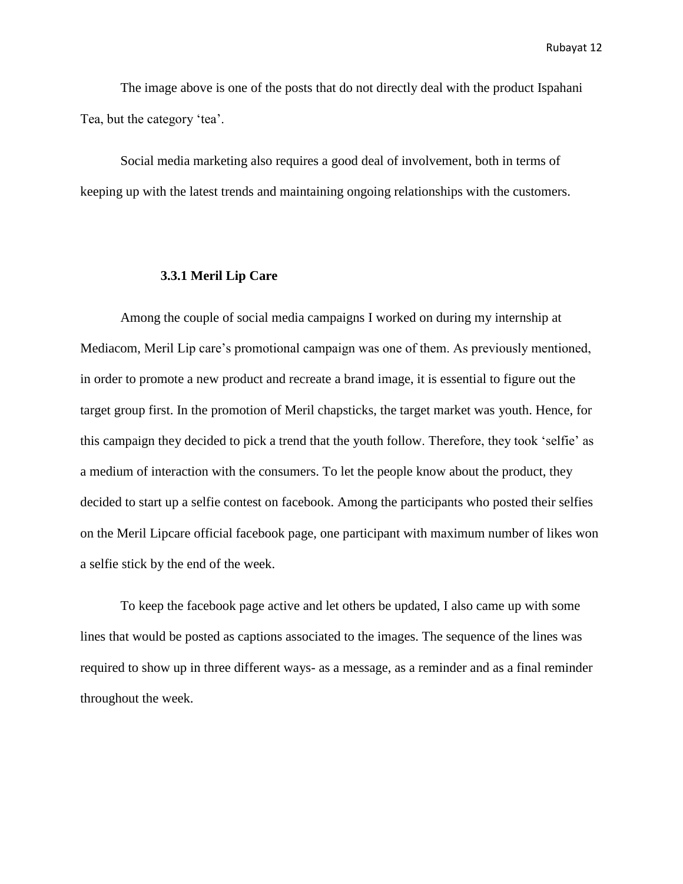The image above is one of the posts that do not directly deal with the product Ispahani Tea, but the category 'tea'.

Social media marketing also requires a good deal of involvement, both in terms of keeping up with the latest trends and maintaining ongoing relationships with the customers.

### 3.3.1 Meril Lip Care

Among the couple of social media campaigns I worked on during my internship at Mediacom, Meril Lip care's promotional campaign was one of them. As previously mentioned, in order to promote a new product and recreate a brand image, it is essential to figure out the target group first. In the promotion of Meril chapsticks, the target market was youth. Hence, for this campaign they decided to pick a trend that the youth follow. Therefore, they took 'selfie' as a medium of interaction with the consumers. To let the people know about the product, they decided to start up a selfie contest on facebook. Among the participants who posted their selfies on the Meril Lipcare official facebook page, one participant with maximum number of likes won a selfie stick by the end of the week.

To keep the facebook page active and let others be updated, I also came up with some lines that would be posted as captions associated to the images. The sequence of the lines was required to show up in three different ways- as a message, as a reminder and as a final reminder throughout the week.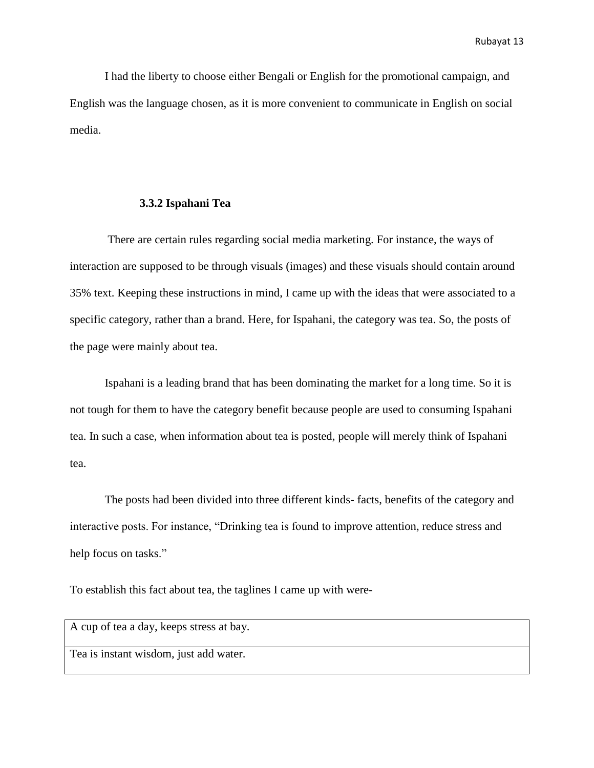I had the liberty to choose either Bengali or English for the promotional campaign, and English was the language chosen, as it is more convenient to communicate in English on social media.

### 3.3.2 Ispahani Tea

There are certain rules regarding social media marketing. For instance, the ways of interaction are supposed to be through visuals (images) and these visuals should contain around 35% text. Keeping these instructions in mind, I came up with the ideas that were associated to a specific category, rather than a brand. Here, for Ispahani, the category was tea. So, the posts of the page were mainly about tea.

Ispahani is a leading brand that has been dominating the market for a long time. So it is not tough for them to have the category benefit because people are used to consuming Ispahani tea. In such a case, when information about tea is posted, people will merely think of Ispahani tea.

The posts had been divided into three different kinds- facts, benefits of the category and interactive posts. For instance, "Drinking tea is found to improve attention, reduce stress and help focus on tasks."

To establish this fact about tea, the taglines I came up with were-

| A cup of tea a day, keeps stress at bay. |
|---|
| Tea is instant wisdom, just add water. |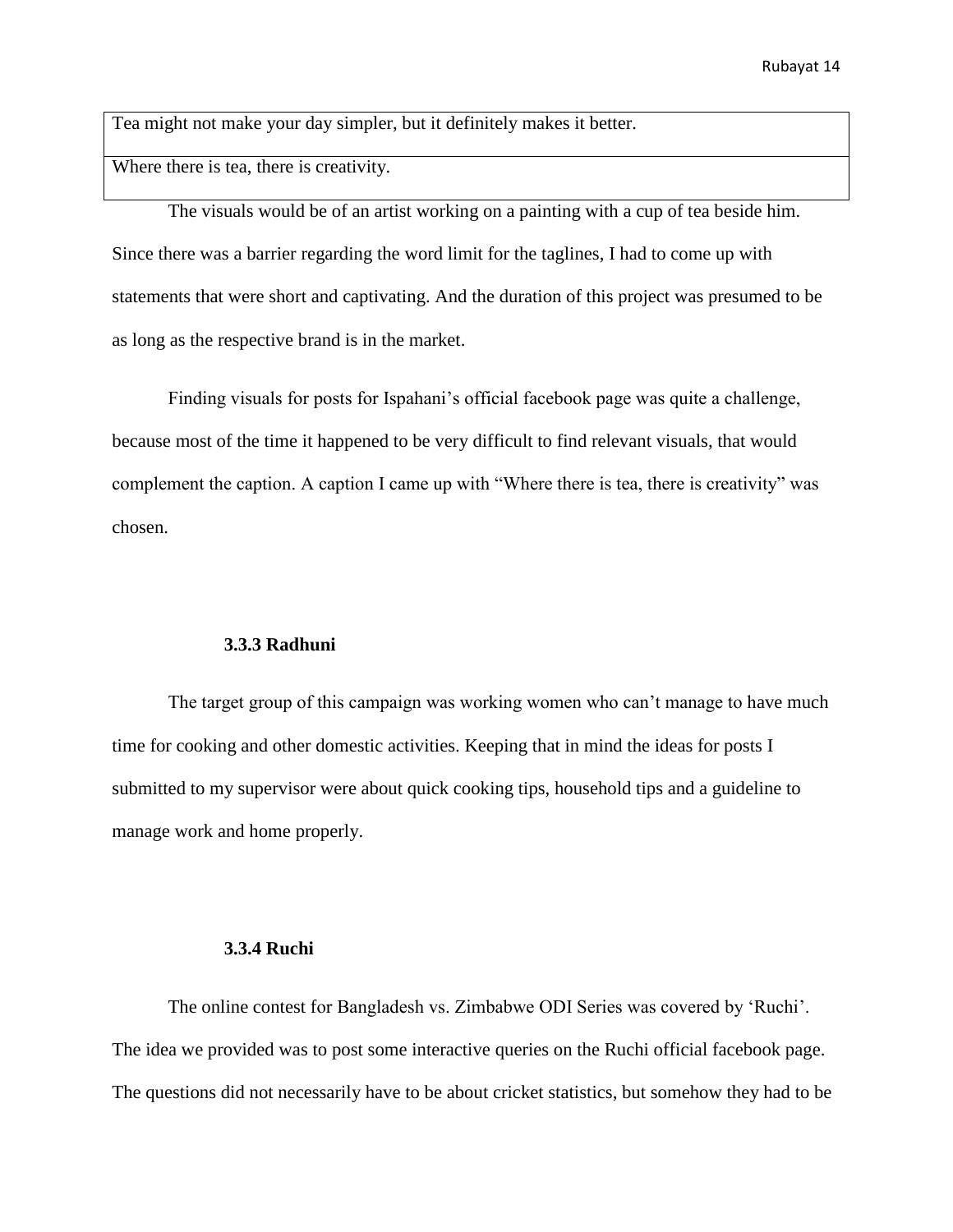| Tea might not make your day simpler, but it definitely makes it better. |
| --- |
| Where there is tea, there is creativity. |

The visuals would be of an artist working on a painting with a cup of tea beside him. Since there was a barrier regarding the word limit for the taglines, I had to come up with statements that were short and captivating. And the duration of this project was presumed to be as long as the respective brand is in the market.

Finding visuals for posts for Ispahani's official facebook page was quite a challenge, because most of the time it happened to be very difficult to find relevant visuals, that would complement the caption. A caption I came up with "Where there is tea, there is creativity" was chosen.

### 3.3.3 Radhuni

The target group of this campaign was working women who can't manage to have much time for cooking and other domestic activities. Keeping that in mind the ideas for posts I submitted to my supervisor were about quick cooking tips, household tips and a guideline to manage work and home properly.

### 3.3.4 Ruchi

The online contest for Bangladesh vs. Zimbabwe ODI Series was covered by 'Ruchi'. The idea we provided was to post some interactive queries on the Ruchi official facebook page. The questions did not necessarily have to be about cricket statistics, but somehow they had to be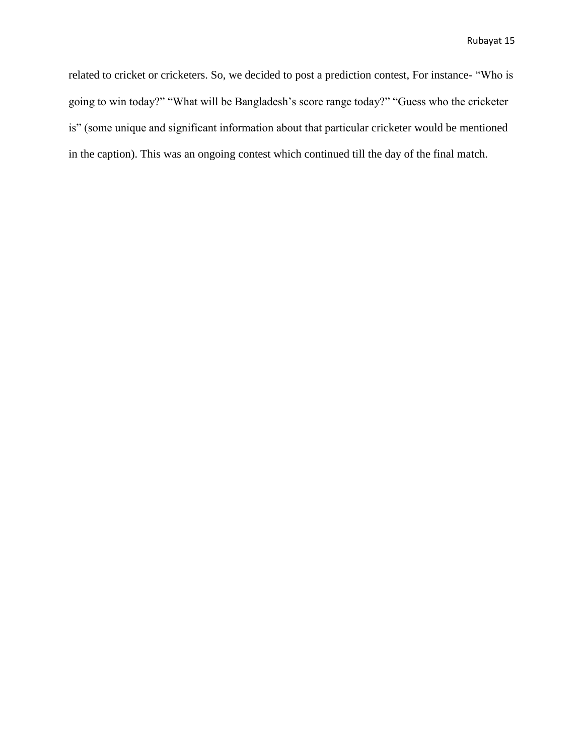related to cricket or cricketers. So, we decided to post a prediction contest, For instance- “Who is going to win today?” “What will be Bangladesh’s score range today?” “Guess who the cricketer is” (some unique and significant information about that particular cricketer would be mentioned in the caption). This was an ongoing contest which continued till the day of the final match.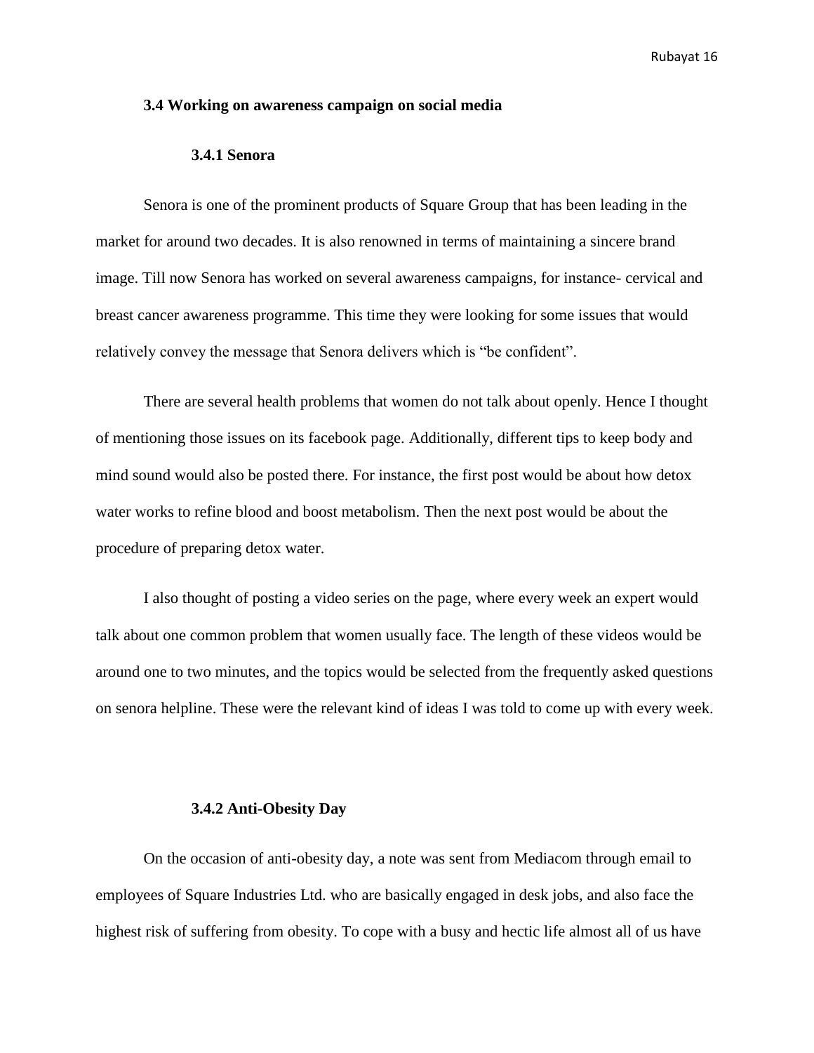### 3.4 Working on awareness campaign on social media

#### 3.4.1 Senora

Senora is one of the prominent products of Square Group that has been leading in the market for around two decades. It is also renowned in terms of maintaining a sincere brand image. Till now Senora has worked on several awareness campaigns, for instance- cervical and breast cancer awareness programme. This time they were looking for some issues that would relatively convey the message that Senora delivers which is "be confident".

There are several health problems that women do not talk about openly. Hence I thought of mentioning those issues on its facebook page. Additionally, different tips to keep body and mind sound would also be posted there. For instance, the first post would be about how detox water works to refine blood and boost metabolism. Then the next post would be about the procedure of preparing detox water.

I also thought of posting a video series on the page, where every week an expert would talk about one common problem that women usually face. The length of these videos would be around one to two minutes, and the topics would be selected from the frequently asked questions on senora helpline. These were the relevant kind of ideas I was told to come up with every week.

#### 3.4.2 Anti-Obesity Day

On the occasion of anti-obesity day, a note was sent from Mediacom through email to employees of Square Industries Ltd. who are basically engaged in desk jobs, and also face the highest risk of suffering from obesity. To cope with a busy and hectic life almost all of us have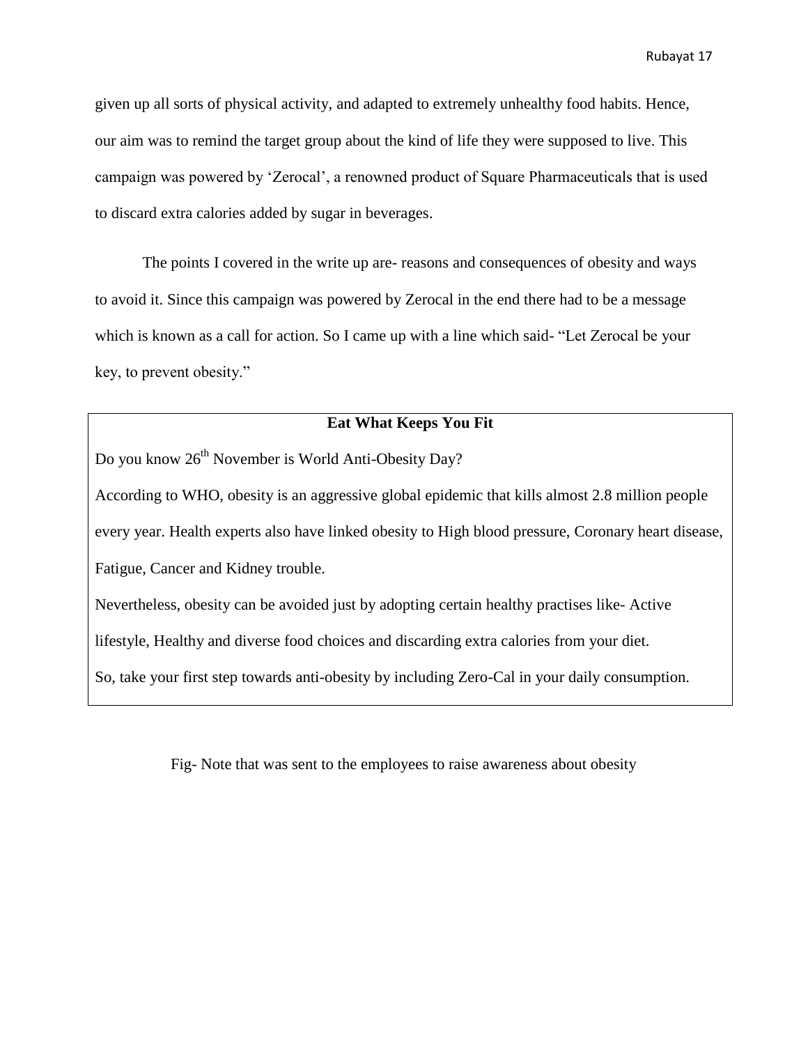given up all sorts of physical activity, and adapted to extremely unhealthy food habits. Hence, our aim was to remind the target group about the kind of life they were supposed to live. This campaign was powered by 'Zerocal', a renowned product of Square Pharmaceuticals that is used to discard extra calories added by sugar in beverages.

The points I covered in the write up are- reasons and consequences of obesity and ways to avoid it. Since this campaign was powered by Zerocal in the end there had to be a message which is known as a call for action. So I came up with a line which said- "Let Zerocal be your key, to prevent obesity."

> **Eat What Keeps You Fit**
>
> Do you know 26th November is World Anti-Obesity Day?
>
> According to WHO, obesity is an aggressive global epidemic that kills almost 2.8 million people every year. Health experts also have linked obesity to High blood pressure, Coronary heart disease, Fatigue, Cancer and Kidney trouble.
>
> Nevertheless, obesity can be avoided just by adopting certain healthy practises like- Active lifestyle, Healthy and diverse food choices and discarding extra calories from your diet.
>
> So, take your first step towards anti-obesity by including Zero-Cal in your daily consumption.

Fig- Note that was sent to the employees to raise awareness about obesity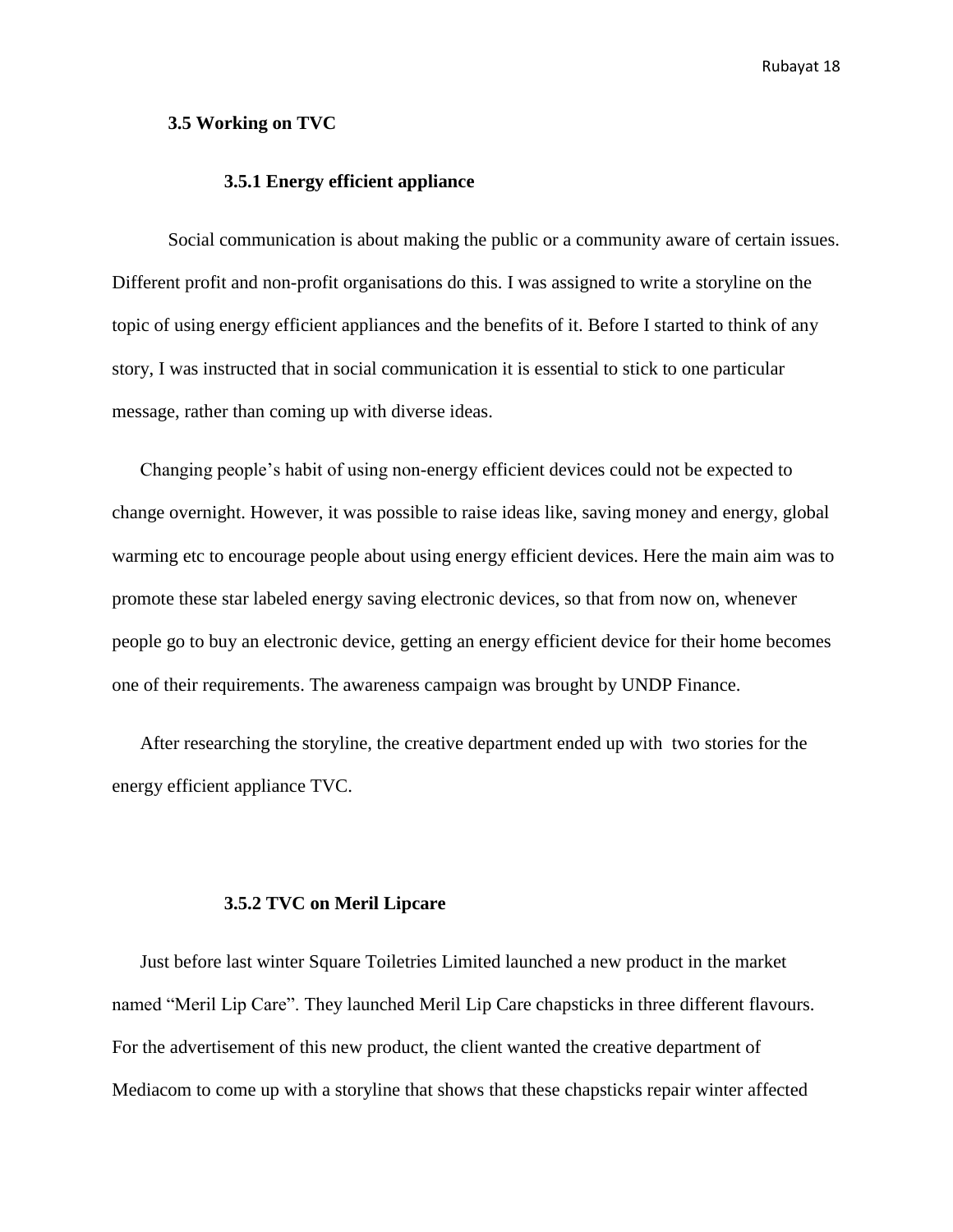### 3.5 Working on TVC

#### 3.5.1 Energy efficient appliance

Social communication is about making the public or a community aware of certain issues. Different profit and non-profit organisations do this. I was assigned to write a storyline on the topic of using energy efficient appliances and the benefits of it. Before I started to think of any story, I was instructed that in social communication it is essential to stick to one particular message, rather than coming up with diverse ideas.

Changing people's habit of using non-energy efficient devices could not be expected to change overnight. However, it was possible to raise ideas like, saving money and energy, global warming etc to encourage people about using energy efficient devices. Here the main aim was to promote these star labeled energy saving electronic devices, so that from now on, whenever people go to buy an electronic device, getting an energy efficient device for their home becomes one of their requirements. The awareness campaign was brought by UNDP Finance.

After researching the storyline, the creative department ended up with two stories for the energy efficient appliance TVC.

#### 3.5.2 TVC on Meril Lipcare

Just before last winter Square Toiletries Limited launched a new product in the market named "Meril Lip Care". They launched Meril Lip Care chapsticks in three different flavours. For the advertisement of this new product, the client wanted the creative department of Mediacom to come up with a storyline that shows that these chapsticks repair winter affected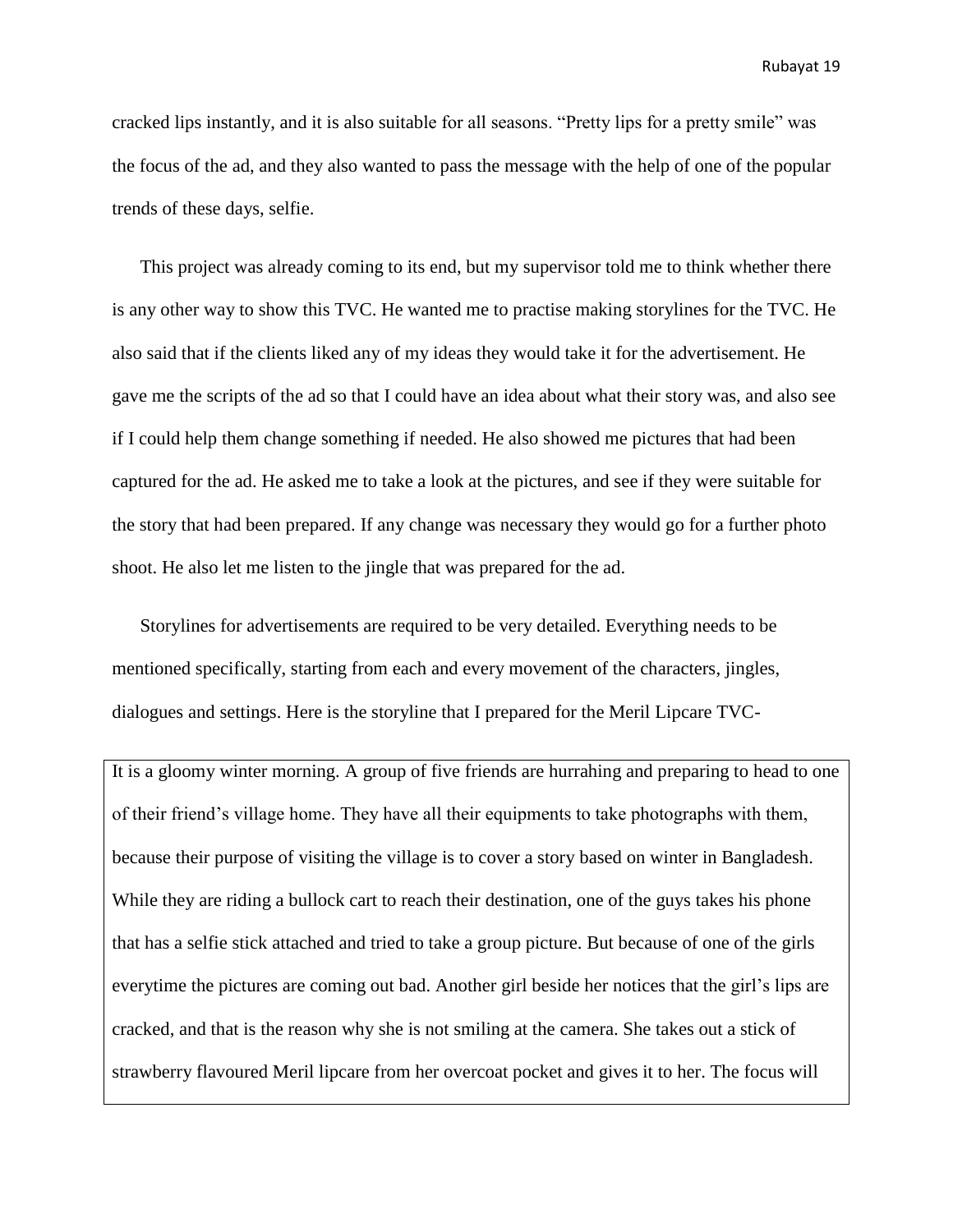cracked lips instantly, and it is also suitable for all seasons. "Pretty lips for a pretty smile" was the focus of the ad, and they also wanted to pass the message with the help of one of the popular trends of these days, selfie.

This project was already coming to its end, but my supervisor told me to think whether there is any other way to show this TVC. He wanted me to practise making storylines for the TVC. He also said that if the clients liked any of my ideas they would take it for the advertisement. He gave me the scripts of the ad so that I could have an idea about what their story was, and also see if I could help them change something if needed. He also showed me pictures that had been captured for the ad. He asked me to take a look at the pictures, and see if they were suitable for the story that had been prepared. If any change was necessary they would go for a further photo shoot. He also let me listen to the jingle that was prepared for the ad.

Storylines for advertisements are required to be very detailed. Everything needs to be mentioned specifically, starting from each and every movement of the characters, jingles, dialogues and settings. Here is the storyline that I prepared for the Meril Lipcare TVC-

> It is a gloomy winter morning. A group of five friends are hurrahing and preparing to head to one of their friend's village home. They have all their equipments to take photographs with them, because their purpose of visiting the village is to cover a story based on winter in Bangladesh. While they are riding a bullock cart to reach their destination, one of the guys takes his phone that has a selfie stick attached and tried to take a group picture. But because of one of the girls everytime the pictures are coming out bad. Another girl beside her notices that the girl's lips are cracked, and that is the reason why she is not smiling at the camera. She takes out a stick of strawberry flavoured Meril lipcare from her overcoat pocket and gives it to her. The focus will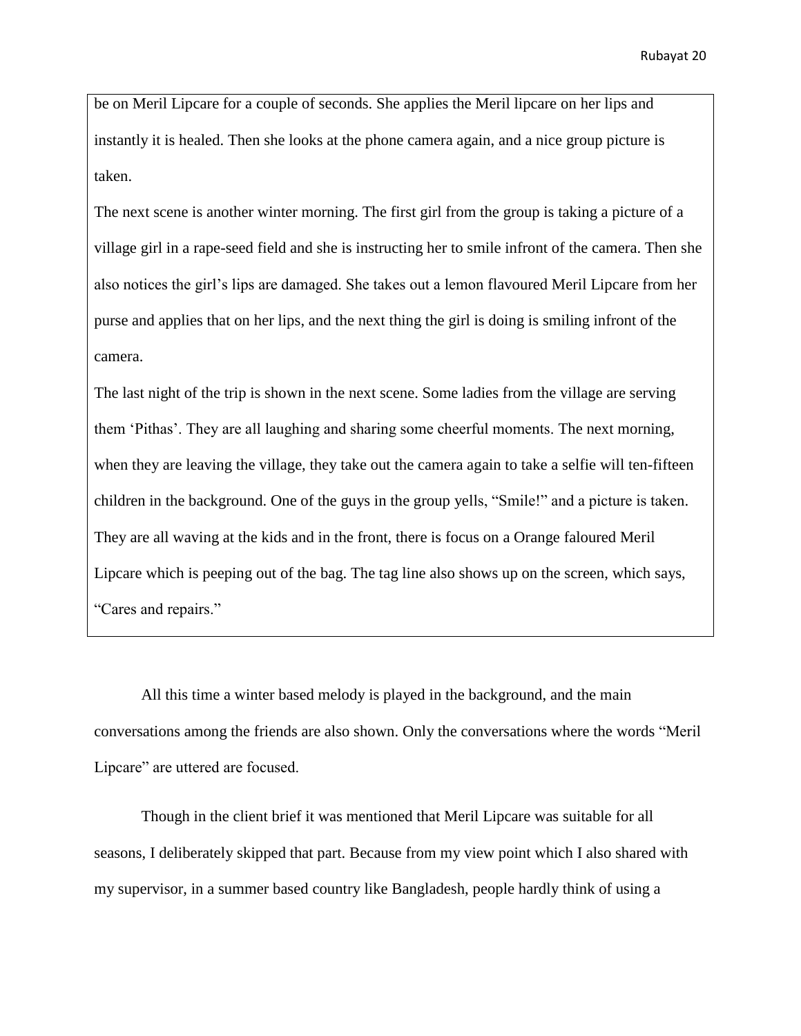be on Meril Lipcare for a couple of seconds. She applies the Meril lipcare on her lips and instantly it is healed. Then she looks at the phone camera again, and a nice group picture is taken.

The next scene is another winter morning. The first girl from the group is taking a picture of a village girl in a rape-seed field and she is instructing her to smile infront of the camera. Then she also notices the girl's lips are damaged. She takes out a lemon flavoured Meril Lipcare from her purse and applies that on her lips, and the next thing the girl is doing is smiling infront of the camera.

The last night of the trip is shown in the next scene. Some ladies from the village are serving them 'Pithas'. They are all laughing and sharing some cheerful moments. The next morning, when they are leaving the village, they take out the camera again to take a selfie will ten-fifteen children in the background. One of the guys in the group yells, "Smile!" and a picture is taken. They are all waving at the kids and in the front, there is focus on a Orange faloured Meril Lipcare which is peeping out of the bag. The tag line also shows up on the screen, which says, "Cares and repairs."

All this time a winter based melody is played in the background, and the main conversations among the friends are also shown. Only the conversations where the words "Meril Lipcare" are uttered are focused.

Though in the client brief it was mentioned that Meril Lipcare was suitable for all seasons, I deliberately skipped that part. Because from my view point which I also shared with my supervisor, in a summer based country like Bangladesh, people hardly think of using a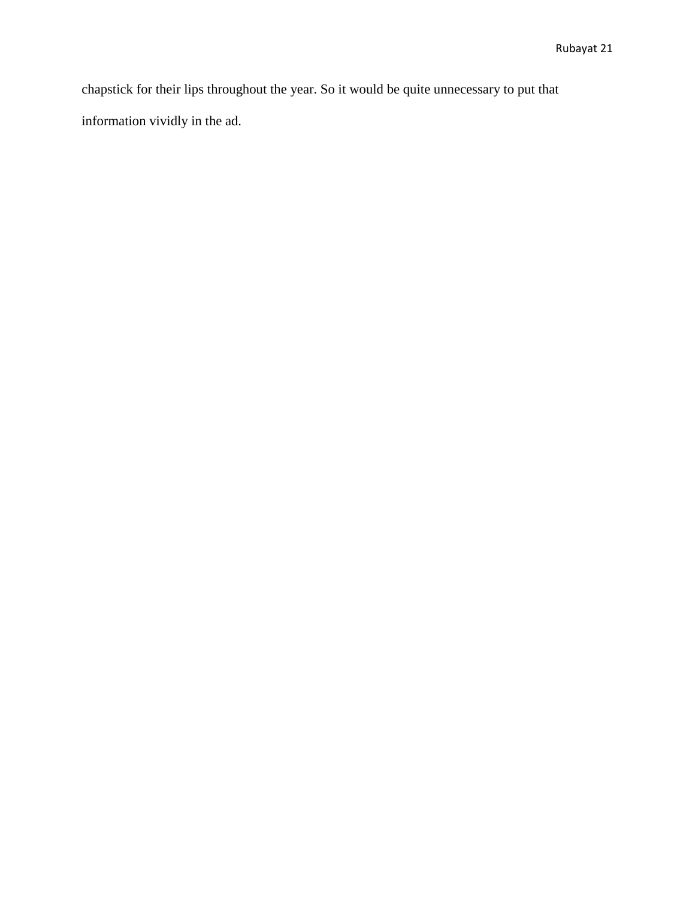chapstick for their lips throughout the year. So it would be quite unnecessary to put that information vividly in the ad.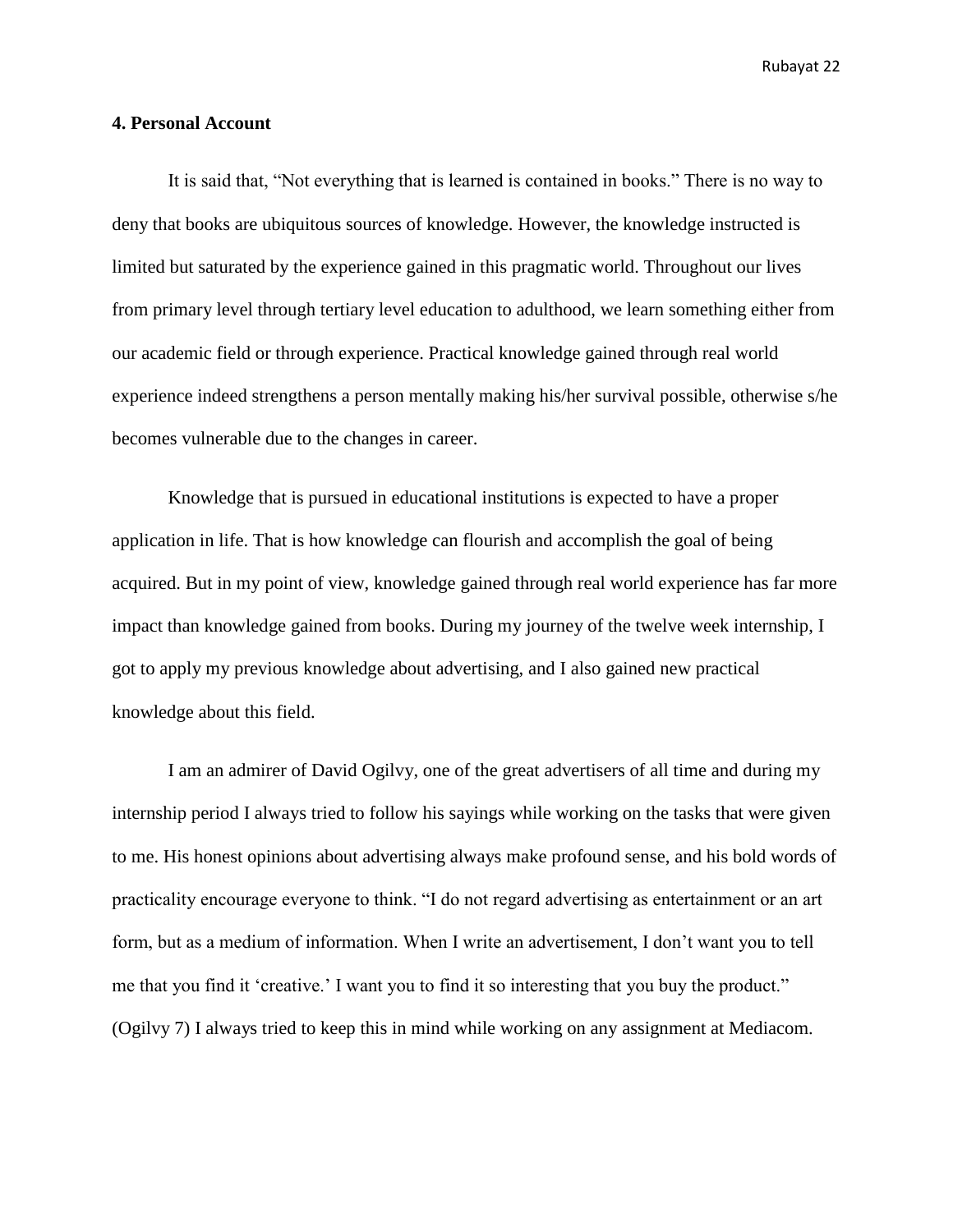## 4. Personal Account

It is said that, "Not everything that is learned is contained in books." There is no way to deny that books are ubiquitous sources of knowledge. However, the knowledge instructed is limited but saturated by the experience gained in this pragmatic world. Throughout our lives from primary level through tertiary level education to adulthood, we learn something either from our academic field or through experience. Practical knowledge gained through real world experience indeed strengthens a person mentally making his/her survival possible, otherwise s/he becomes vulnerable due to the changes in career.

Knowledge that is pursued in educational institutions is expected to have a proper application in life. That is how knowledge can flourish and accomplish the goal of being acquired. But in my point of view, knowledge gained through real world experience has far more impact than knowledge gained from books. During my journey of the twelve week internship, I got to apply my previous knowledge about advertising, and I also gained new practical knowledge about this field.

I am an admirer of David Ogilvy, one of the great advertisers of all time and during my internship period I always tried to follow his sayings while working on the tasks that were given to me. His honest opinions about advertising always make profound sense, and his bold words of practicality encourage everyone to think. "I do not regard advertising as entertainment or an art form, but as a medium of information. When I write an advertisement, I don't want you to tell me that you find it 'creative.' I want you to find it so interesting that you buy the product." (Ogilvy 7) I always tried to keep this in mind while working on any assignment at Mediacom.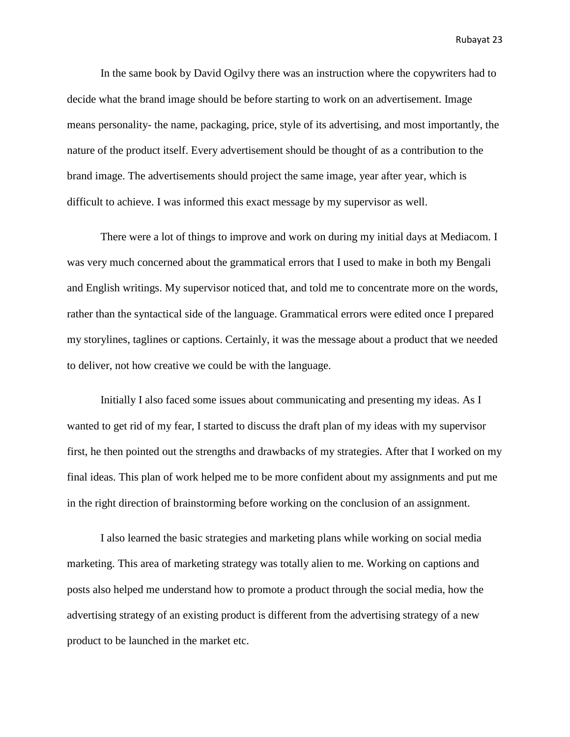In the same book by David Ogilvy there was an instruction where the copywriters had to decide what the brand image should be before starting to work on an advertisement. Image means personality- the name, packaging, price, style of its advertising, and most importantly, the nature of the product itself. Every advertisement should be thought of as a contribution to the brand image. The advertisements should project the same image, year after year, which is difficult to achieve. I was informed this exact message by my supervisor as well.

There were a lot of things to improve and work on during my initial days at Mediacom. I was very much concerned about the grammatical errors that I used to make in both my Bengali and English writings. My supervisor noticed that, and told me to concentrate more on the words, rather than the syntactical side of the language. Grammatical errors were edited once I prepared my storylines, taglines or captions. Certainly, it was the message about a product that we needed to deliver, not how creative we could be with the language.

Initially I also faced some issues about communicating and presenting my ideas. As I wanted to get rid of my fear, I started to discuss the draft plan of my ideas with my supervisor first, he then pointed out the strengths and drawbacks of my strategies. After that I worked on my final ideas. This plan of work helped me to be more confident about my assignments and put me in the right direction of brainstorming before working on the conclusion of an assignment.

I also learned the basic strategies and marketing plans while working on social media marketing. This area of marketing strategy was totally alien to me. Working on captions and posts also helped me understand how to promote a product through the social media, how the advertising strategy of an existing product is different from the advertising strategy of a new product to be launched in the market etc.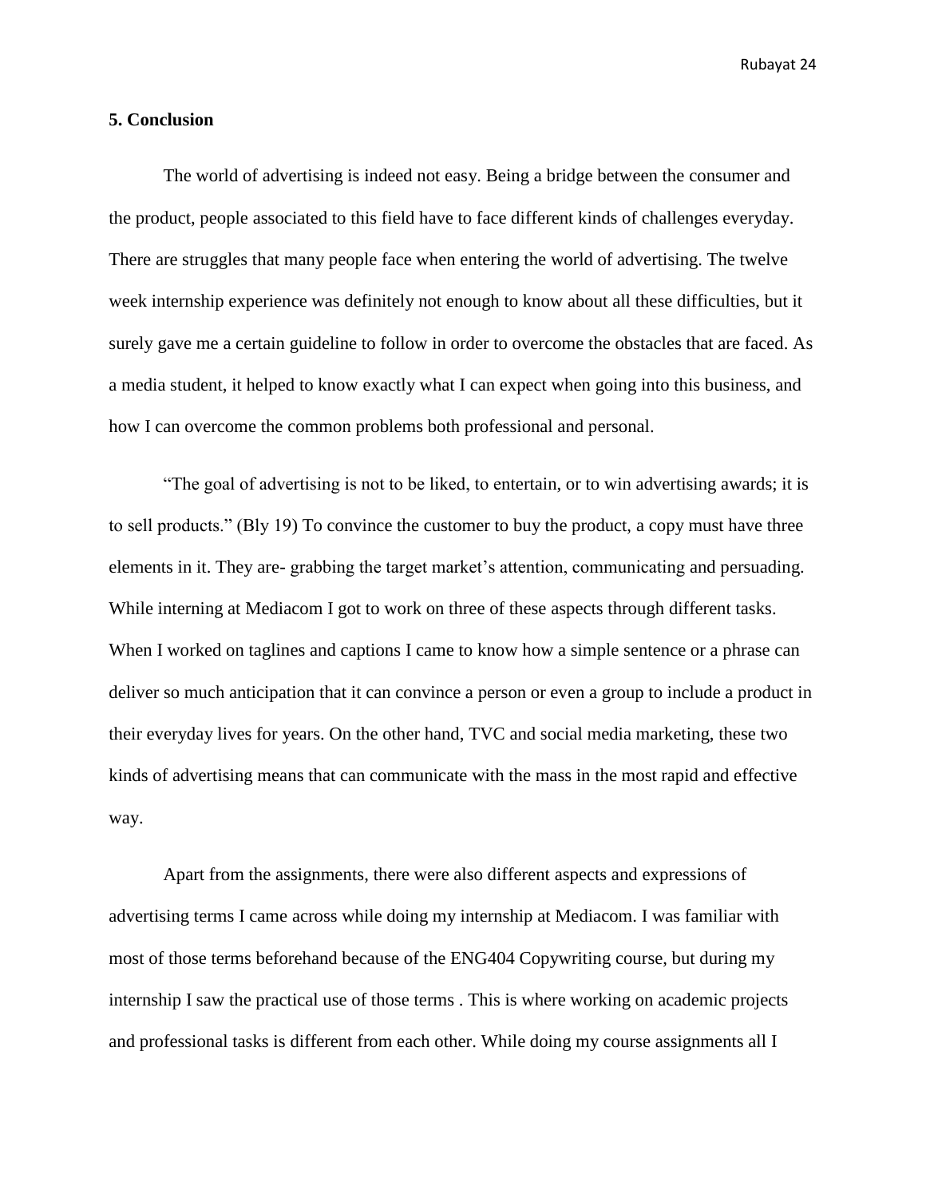## 5. Conclusion

The world of advertising is indeed not easy. Being a bridge between the consumer and the product, people associated to this field have to face different kinds of challenges everyday. There are struggles that many people face when entering the world of advertising. The twelve week internship experience was definitely not enough to know about all these difficulties, but it surely gave me a certain guideline to follow in order to overcome the obstacles that are faced. As a media student, it helped to know exactly what I can expect when going into this business, and how I can overcome the common problems both professional and personal.

“The goal of advertising is not to be liked, to entertain, or to win advertising awards; it is to sell products.” (Bly 19) To convince the customer to buy the product, a copy must have three elements in it. They are- grabbing the target market’s attention, communicating and persuading. While interning at Mediacom I got to work on three of these aspects through different tasks. When I worked on taglines and captions I came to know how a simple sentence or a phrase can deliver so much anticipation that it can convince a person or even a group to include a product in their everyday lives for years. On the other hand, TVC and social media marketing, these two kinds of advertising means that can communicate with the mass in the most rapid and effective way.

Apart from the assignments, there were also different aspects and expressions of advertising terms I came across while doing my internship at Mediacom. I was familiar with most of those terms beforehand because of the ENG404 Copywriting course, but during my internship I saw the practical use of those terms . This is where working on academic projects and professional tasks is different from each other. While doing my course assignments all I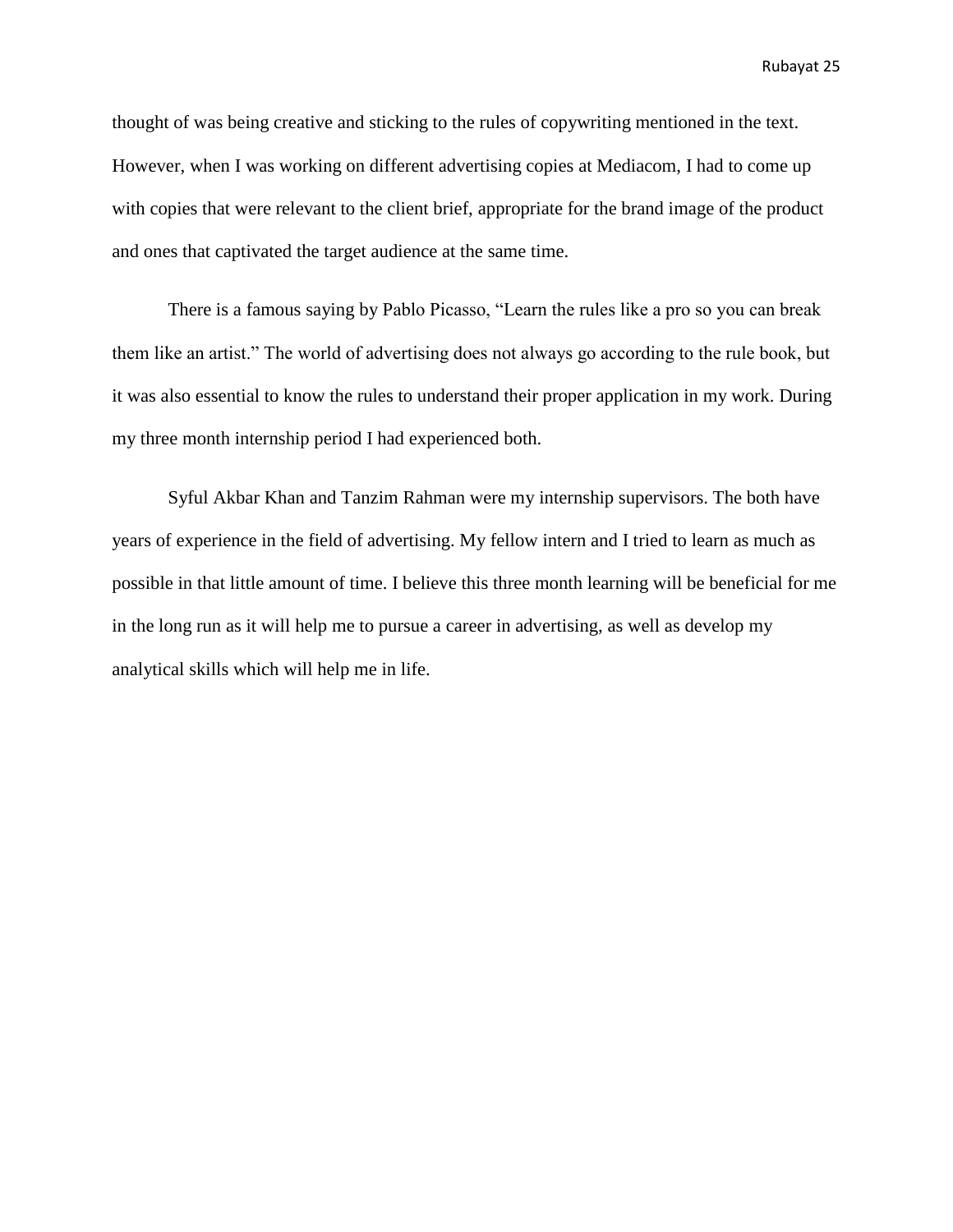thought of was being creative and sticking to the rules of copywriting mentioned in the text. However, when I was working on different advertising copies at Mediacom, I had to come up with copies that were relevant to the client brief, appropriate for the brand image of the product and ones that captivated the target audience at the same time.

There is a famous saying by Pablo Picasso, “Learn the rules like a pro so you can break them like an artist.” The world of advertising does not always go according to the rule book, but it was also essential to know the rules to understand their proper application in my work. During my three month internship period I had experienced both.

Syful Akbar Khan and Tanzim Rahman were my internship supervisors. The both have years of experience in the field of advertising. My fellow intern and I tried to learn as much as possible in that little amount of time. I believe this three month learning will be beneficial for me in the long run as it will help me to pursue a career in advertising, as well as develop my analytical skills which will help me in life.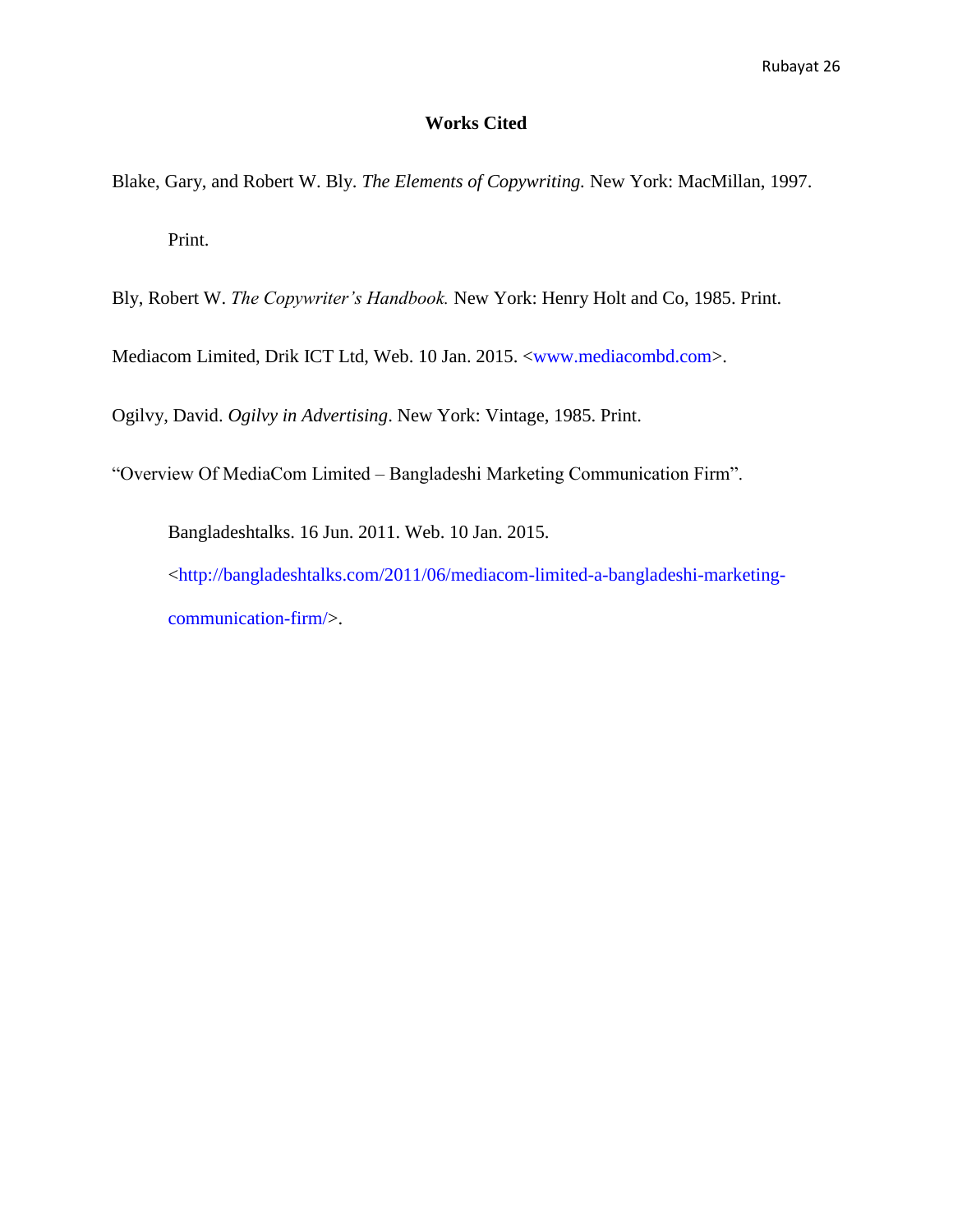# Works Cited

Blake, Gary, and Robert W. Bly. *The Elements of Copywriting.* New York: MacMillan, 1997. Print.

Bly, Robert W. *The Copywriter's Handbook.* New York: Henry Holt and Co, 1985. Print.

Mediacom Limited, Drik ICT Ltd, Web. 10 Jan. 2015. <www.mediacombd.com>.

Ogilvy, David. *Ogilvy in Advertising*. New York: Vintage, 1985. Print.

"Overview Of MediaCom Limited – Bangladeshi Marketing Communication Firm". Bangladeshtalks. 16 Jun. 2011. Web. 10 Jan. 2015. <http://bangladeshtalks.com/2011/06/mediacom-limited-a-bangladeshi-marketing-communication-firm/>.